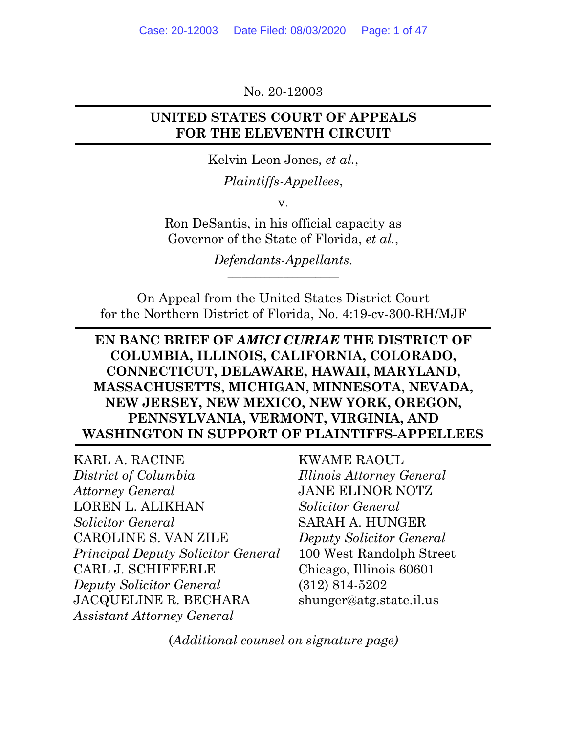No. 20-12003

**UNITED STATES COURT OF APPEALS**
**FOR THE ELEVENTH CIRCUIT**

Kelvin Leon Jones, *et al.*,

*Plaintiffs-Appellees*,

v.

Ron DeSantis, in his official capacity as Governor of the State of Florida, *et al.*,

*Defendants-Appellants.*

---

On Appeal from the United States District Court for the Northern District of Florida, No. 4:19-cv-300-RH/MJF

**EN BANC BRIEF OF *AMICI CURIAE* THE DISTRICT OF COLUMBIA, ILLINOIS, CALIFORNIA, COLORADO, CONNECTICUT, DELAWARE, HAWAII, MARYLAND, MASSACHUSETTS, MICHIGAN, MINNESOTA, NEVADA, NEW JERSEY, NEW MEXICO, NEW YORK, OREGON, PENNSYLVANIA, VERMONT, VIRGINIA, AND WASHINGTON IN SUPPORT OF PLAINTIFFS-APPELLEES**

KARL A. RACINE
*District of Columbia Attorney General*
LOREN L. ALIKHAN
*Solicitor General*
CAROLINE S. VAN ZILE
*Principal Deputy Solicitor General*
CARL J. SCHIFFERLE
*Deputy Solicitor General*
JACQUELINE R. BECHARA
*Assistant Attorney General*

KWAME RAOUL
*Illinois Attorney General*
JANE ELINOR NOTZ
*Solicitor General*
SARAH A. HUNGER
*Deputy Solicitor General*
100 West Randolph Street
Chicago, Illinois 60601
(312) 814-5202
shunger@atg.state.il.us

(*Additional counsel on signature page)*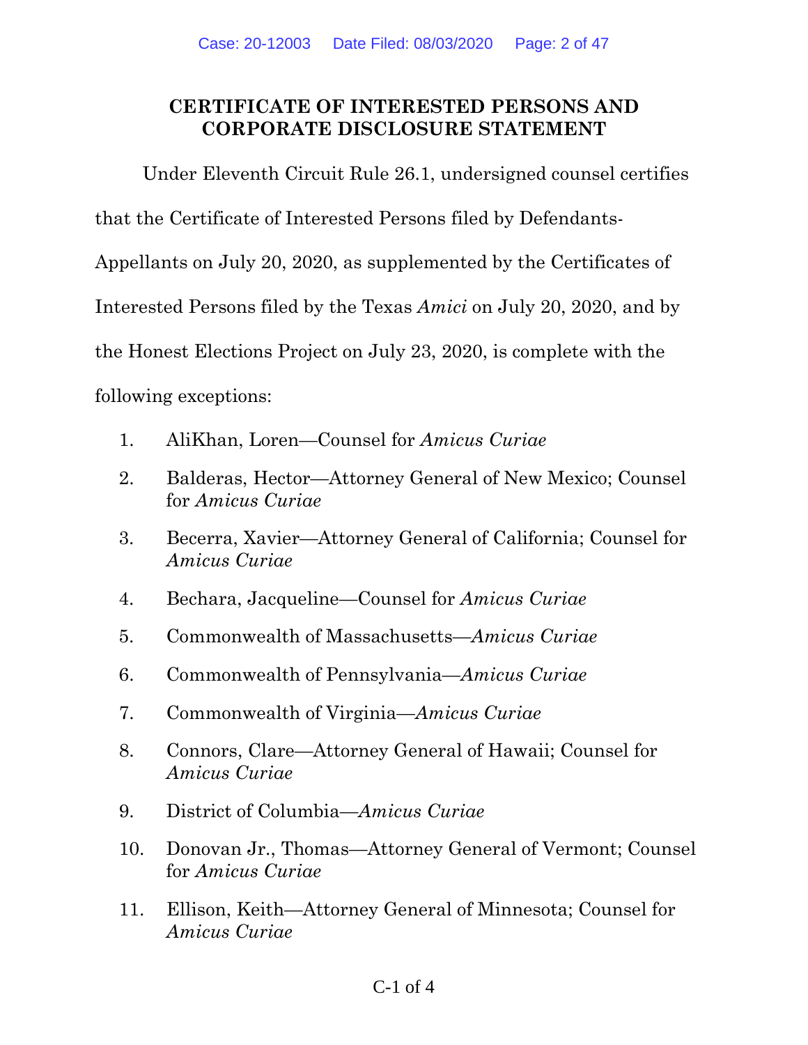**CERTIFICATE OF INTERESTED PERSONS AND CORPORATE DISCLOSURE STATEMENT**

Under Eleventh Circuit Rule 26.1, undersigned counsel certifies that the Certificate of Interested Persons filed by Defendants-Appellants on July 20, 2020, as supplemented by the Certificates of Interested Persons filed by the Texas *Amici* on July 20, 2020, and by the Honest Elections Project on July 23, 2020, is complete with the following exceptions:

1. AliKhan, Loren—Counsel for *Amicus Curiae*
2. Balderas, Hector—Attorney General of New Mexico; Counsel for *Amicus Curiae*
3. Becerra, Xavier—Attorney General of California; Counsel for *Amicus Curiae*
4. Bechara, Jacqueline—Counsel for *Amicus Curiae*
5. Commonwealth of Massachusetts—*Amicus Curiae*
6. Commonwealth of Pennsylvania—*Amicus Curiae*
7. Commonwealth of Virginia—*Amicus Curiae*
8. Connors, Clare—Attorney General of Hawaii; Counsel for *Amicus Curiae*
9. District of Columbia—*Amicus Curiae*
10. Donovan Jr., Thomas—Attorney General of Vermont; Counsel for *Amicus Curiae*
11. Ellison, Keith—Attorney General of Minnesota; Counsel for *Amicus Curiae*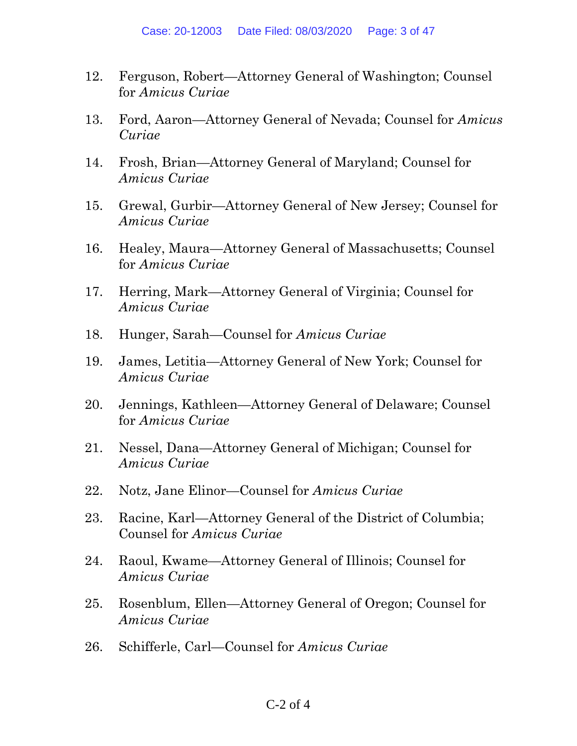12. Ferguson, Robert—Attorney General of Washington; Counsel for *Amicus Curiae*

13. Ford, Aaron—Attorney General of Nevada; Counsel for *Amicus Curiae*

14. Frosh, Brian—Attorney General of Maryland; Counsel for *Amicus Curiae*

15. Grewal, Gurbir—Attorney General of New Jersey; Counsel for *Amicus Curiae*

16. Healey, Maura—Attorney General of Massachusetts; Counsel for *Amicus Curiae*

17. Herring, Mark—Attorney General of Virginia; Counsel for *Amicus Curiae*

18. Hunger, Sarah—Counsel for *Amicus Curiae*

19. James, Letitia—Attorney General of New York; Counsel for *Amicus Curiae*

20. Jennings, Kathleen—Attorney General of Delaware; Counsel for *Amicus Curiae*

21. Nessel, Dana—Attorney General of Michigan; Counsel for *Amicus Curiae*

22. Notz, Jane Elinor—Counsel for *Amicus Curiae*

23. Racine, Karl—Attorney General of the District of Columbia; Counsel for *Amicus Curiae*

24. Raoul, Kwame—Attorney General of Illinois; Counsel for *Amicus Curiae*

25. Rosenblum, Ellen—Attorney General of Oregon; Counsel for *Amicus Curiae*

26. Schifferle, Carl—Counsel for *Amicus Curiae*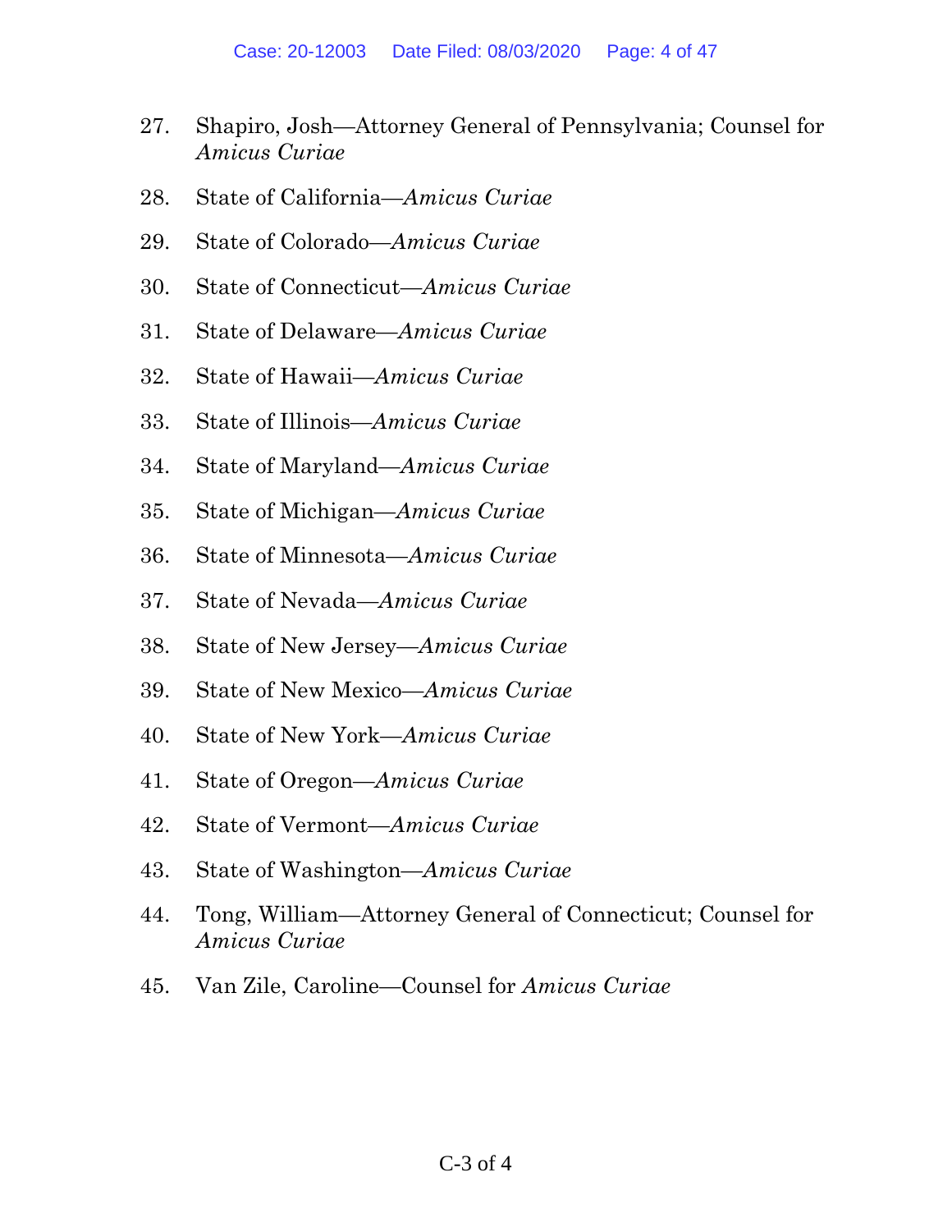27. Shapiro, Josh—Attorney General of Pennsylvania; Counsel for *Amicus Curiae*

28. State of California—*Amicus Curiae*

29. State of Colorado—*Amicus Curiae*

30. State of Connecticut—*Amicus Curiae*

31. State of Delaware—*Amicus Curiae*

32. State of Hawaii—*Amicus Curiae*

33. State of Illinois—*Amicus Curiae*

34. State of Maryland—*Amicus Curiae*

35. State of Michigan—*Amicus Curiae*

36. State of Minnesota—*Amicus Curiae*

37. State of Nevada—*Amicus Curiae*

38. State of New Jersey—*Amicus Curiae*

39. State of New Mexico—*Amicus Curiae*

40. State of New York—*Amicus Curiae*

41. State of Oregon—*Amicus Curiae*

42. State of Vermont—*Amicus Curiae*

43. State of Washington—*Amicus Curiae*

44. Tong, William—Attorney General of Connecticut; Counsel for *Amicus Curiae*

45. Van Zile, Caroline—Counsel for *Amicus Curiae*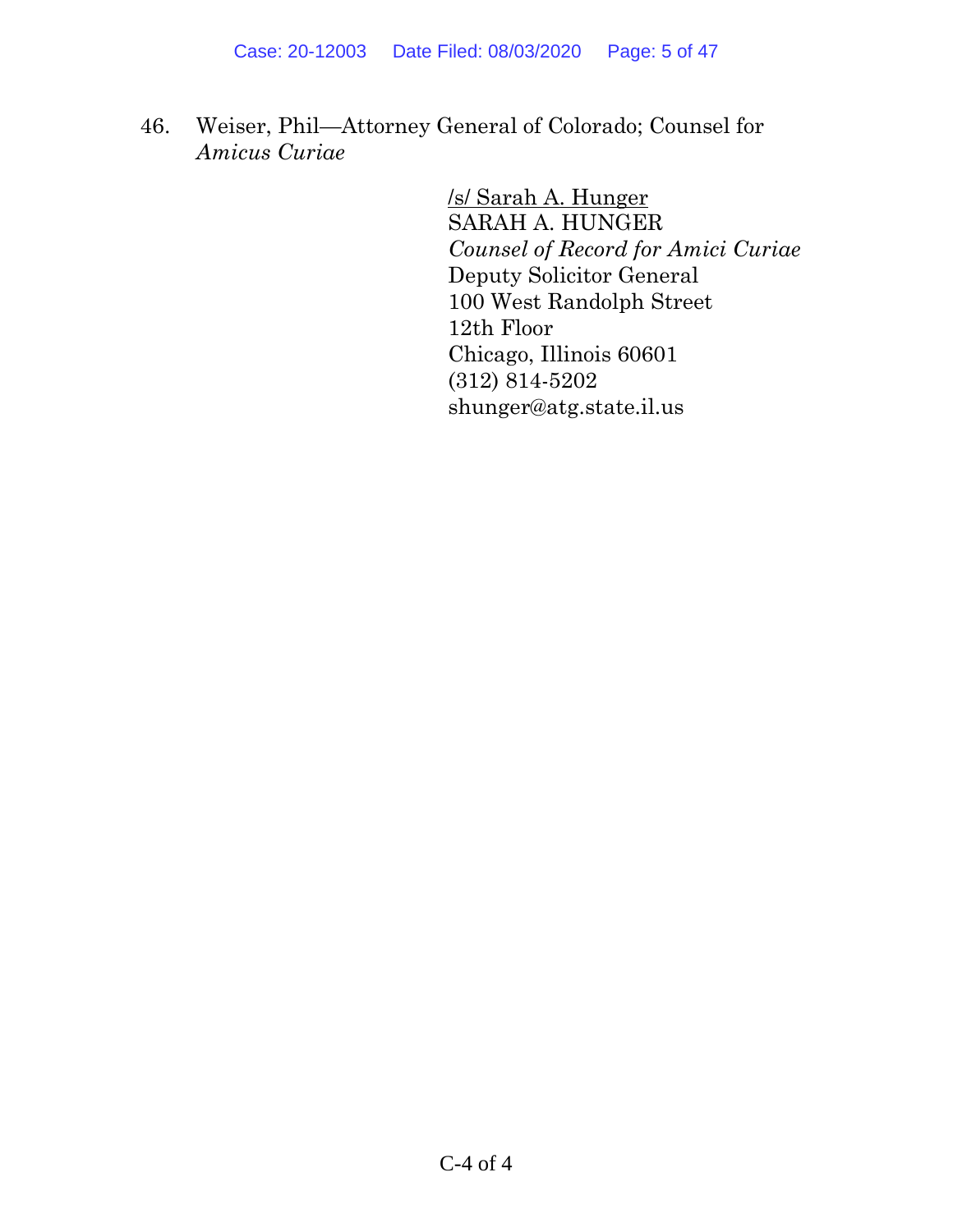46. Weiser, Phil—Attorney General of Colorado; Counsel for *Amicus Curiae*

/s/ Sarah A. Hunger
SARAH A. HUNGER
*Counsel of Record for Amici Curiae*
Deputy Solicitor General
100 West Randolph Street
12th Floor
Chicago, Illinois 60601
(312) 814-5202
shunger@atg.state.il.us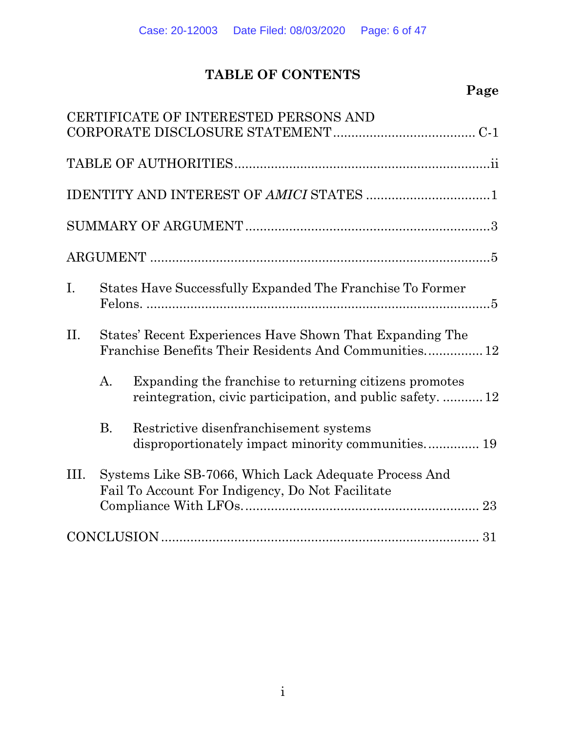# TABLE OF CONTENTS

| | Page |
|---|---|
| CERTIFICATE OF INTERESTED PERSONS AND CORPORATE DISCLOSURE STATEMENT | C-1 |
| TABLE OF AUTHORITIES | ii |
| IDENTITY AND INTEREST OF *AMICI* STATES | 1 |
| SUMMARY OF ARGUMENT | 3 |
| ARGUMENT | 5 |
| I. States Have Successfully Expanded The Franchise To Former Felons. | 5 |
| II. States' Recent Experiences Have Shown That Expanding The Franchise Benefits Their Residents And Communities. | 12 |
| A. Expanding the franchise to returning citizens promotes reintegration, civic participation, and public safety. | 12 |
| B. Restrictive disenfranchisement systems disproportionately impact minority communities. | 19 |
| III. Systems Like SB-7066, Which Lack Adequate Process And Fail To Account For Indigency, Do Not Facilitate Compliance With LFOs. | 23 |
| CONCLUSION | 31 |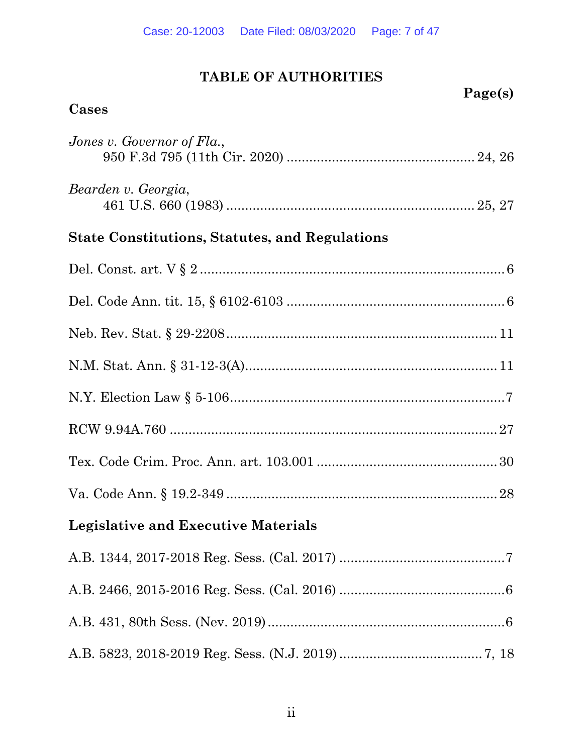# TABLE OF AUTHORITIES

**Page(s)**

## Cases

*Jones v. Governor of Fla.*,
950 F.3d 795 (11th Cir. 2020) .................................................. 24, 26

*Bearden v. Georgia*,
461 U.S. 660 (1983) .................................................................. 25, 27

## State Constitutions, Statutes, and Regulations

Del. Const. art. V § 2 ..................................................................................6

Del. Code Ann. tit. 15, § 6102-6103 ..........................................................6

Neb. Rev. Stat. § 29-2208........................................................................ 11

N.M. Stat. Ann. § 31-12-3(A).................................................................. 11

N.Y. Election Law § 5-106.........................................................................7

RCW 9.94A.760 ...................................................................................... 27

Tex. Code Crim. Proc. Ann. art. 103.001 ................................................ 30

Va. Code Ann. § 19.2-349 ........................................................................ 28

## Legislative and Executive Materials

A.B. 1344, 2017-2018 Reg. Sess. (Cal. 2017) ............................................7

A.B. 2466, 2015-2016 Reg. Sess. (Cal. 2016) ............................................6

A.B. 431, 80th Sess. (Nev. 2019)................................................................6

A.B. 5823, 2018-2019 Reg. Sess. (N.J. 2019) ...................................... 7, 18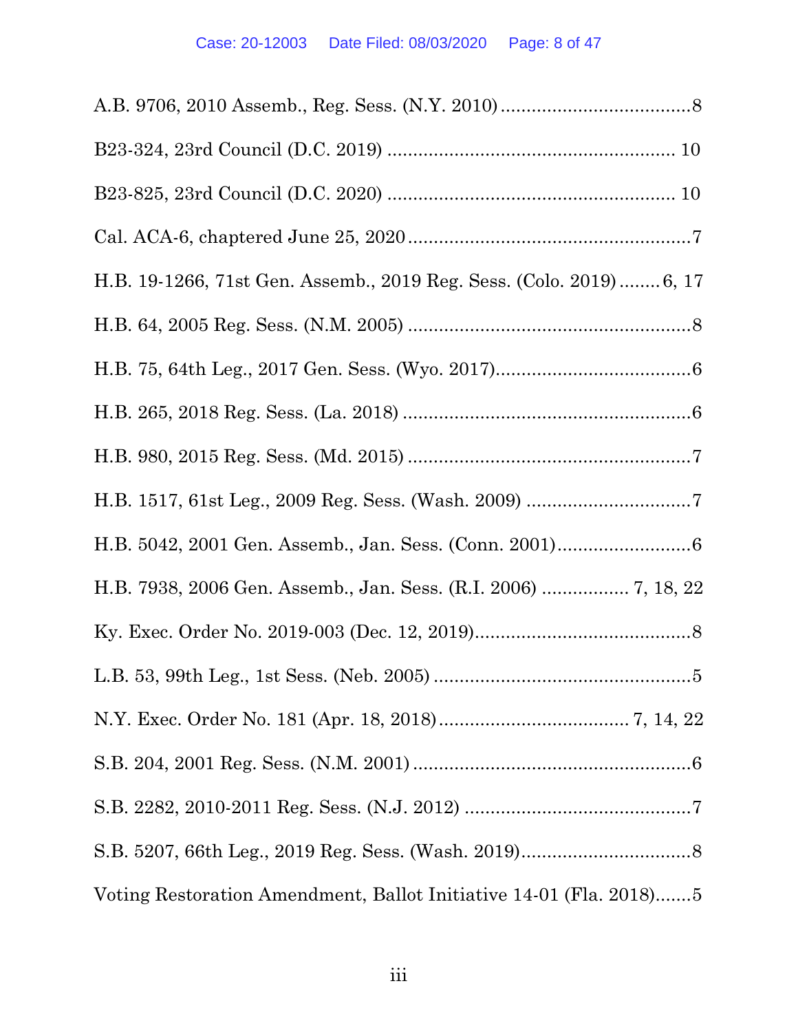A.B. 9706, 2010 Assemb., Reg. Sess. (N.Y. 2010) ....................................8

B23-324, 23rd Council (D.C. 2019) ....................................................... 10

B23-825, 23rd Council (D.C. 2020) ....................................................... 10

Cal. ACA-6, chaptered June 25, 2020 ......................................................7

H.B. 19-1266, 71st Gen. Assemb., 2019 Reg. Sess. (Colo. 2019) ........ 6, 17

H.B. 64, 2005 Reg. Sess. (N.M. 2005) .......................................................8

H.B. 75, 64th Leg., 2017 Gen. Sess. (Wyo. 2017).....................................6

H.B. 265, 2018 Reg. Sess. (La. 2018) ........................................................6

H.B. 980, 2015 Reg. Sess. (Md. 2015) .......................................................7

H.B. 1517, 61st Leg., 2009 Reg. Sess. (Wash. 2009) ................................7

H.B. 5042, 2001 Gen. Assemb., Jan. Sess. (Conn. 2001)..........................6

H.B. 7938, 2006 Gen. Assemb., Jan. Sess. (R.I. 2006) ................. 7, 18, 22

Ky. Exec. Order No. 2019-003 (Dec. 12, 2019)..........................................8

L.B. 53, 99th Leg., 1st Sess. (Neb. 2005) ..................................................5

N.Y. Exec. Order No. 181 (Apr. 18, 2018).................................... 7, 14, 22

S.B. 204, 2001 Reg. Sess. (N.M. 2001) ......................................................6

S.B. 2282, 2010-2011 Reg. Sess. (N.J. 2012) ............................................7

S.B. 5207, 66th Leg., 2019 Reg. Sess. (Wash. 2019).................................8

Voting Restoration Amendment, Ballot Initiative 14-01 (Fla. 2018).......5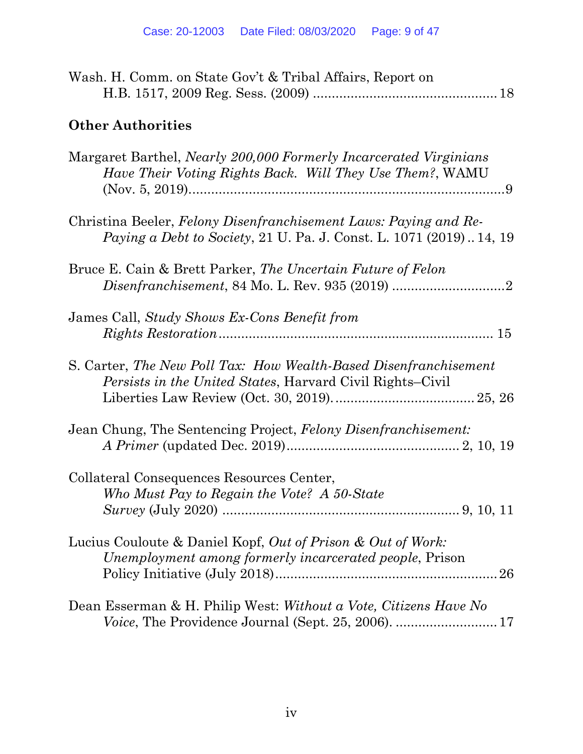Wash. H. Comm. on State Gov't & Tribal Affairs, Report on H.B. 1517, 2009 Reg. Sess. (2009) ................................................ 18

## Other Authorities

Margaret Barthel, *Nearly 200,000 Formerly Incarcerated Virginians Have Their Voting Rights Back. Will They Use Them?*, WAMU (Nov. 5, 2019)...................................................................................9

Christina Beeler, *Felony Disenfranchisement Laws: Paying and Re-Paying a Debt to Society*, 21 U. Pa. J. Const. L. 1071 (2019) .. 14, 19

Bruce E. Cain & Brett Parker, *The Uncertain Future of Felon Disenfranchisement*, 84 Mo. L. Rev. 935 (2019) ..............................2

James Call, *Study Shows Ex-Cons Benefit from Rights Restoration*......................................................................... 15

S. Carter, *The New Poll Tax: How Wealth-Based Disenfranchisement Persists in the United States*, Harvard Civil Rights–Civil Liberties Law Review (Oct. 30, 2019)...................................... 25, 26

Jean Chung, The Sentencing Project, *Felony Disenfranchisement: A Primer* (updated Dec. 2019)............................................. 2, 10, 19

Collateral Consequences Resources Center, *Who Must Pay to Regain the Vote? A 50-State Survey* (July 2020) ............................................................... 9, 10, 11

Lucius Couloute & Daniel Kopf, *Out of Prison & Out of Work: Unemployment among formerly incarcerated people*, Prison Policy Initiative (July 2018)...........................................................26

Dean Esserman & H. Philip West: *Without a Vote, Citizens Have No Voice*, The Providence Journal (Sept. 25, 2006). ........................... 17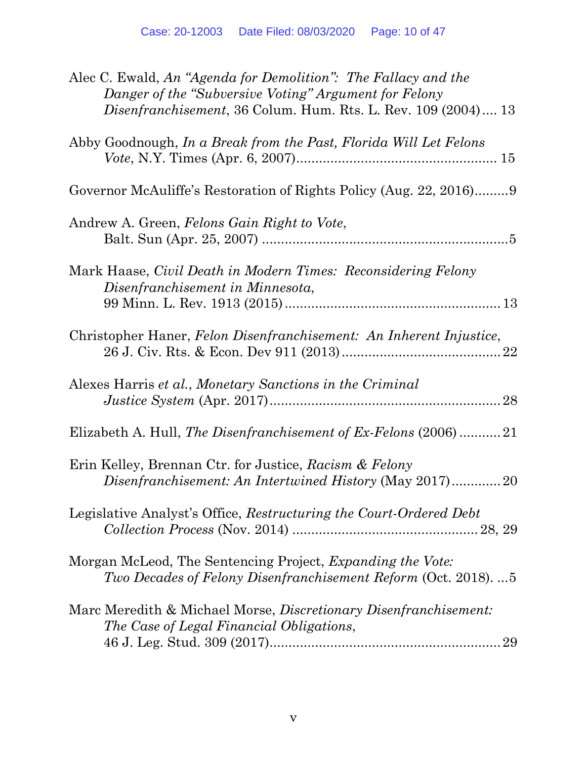Alec C. Ewald, *An "Agenda for Demolition": The Fallacy and the Danger of the "Subversive Voting" Argument for Felony Disenfranchisement*, 36 Colum. Hum. Rts. L. Rev. 109 (2004).... 13

Abby Goodnough, *In a Break from the Past, Florida Will Let Felons Vote*, N.Y. Times (Apr. 6, 2007).................................................... 15

Governor McAuliffe's Restoration of Rights Policy (Aug. 22, 2016).........9

Andrew A. Green, *Felons Gain Right to Vote*, Balt. Sun (Apr. 25, 2007) ................................................................5

Mark Haase, *Civil Death in Modern Times: Reconsidering Felony Disenfranchisement in Minnesota*, 99 Minn. L. Rev. 1913 (2015)........................................................ 13

Christopher Haner, *Felon Disenfranchisement: An Inherent Injustice*, 26 J. Civ. Rts. & Econ. Dev 911 (2013)......................................... 22

Alexes Harris *et al.*, *Monetary Sanctions in the Criminal Justice System* (Apr. 2017)............................................................ 28

Elizabeth A. Hull, *The Disenfranchisement of Ex-Felons* (2006) ........... 21

Erin Kelley, Brennan Ctr. for Justice, *Racism & Felony Disenfranchisement: An Intertwined History* (May 2017)............. 20

Legislative Analyst's Office, *Restructuring the Court-Ordered Debt Collection Process* (Nov. 2014) ................................................ 28, 29

Morgan McLeod, The Sentencing Project, *Expanding the Vote: Two Decades of Felony Disenfranchisement Reform* (Oct. 2018). ...5

Marc Meredith & Michael Morse, *Discretionary Disenfranchisement: The Case of Legal Financial Obligations*, 46 J. Leg. Stud. 309 (2017)............................................................ 29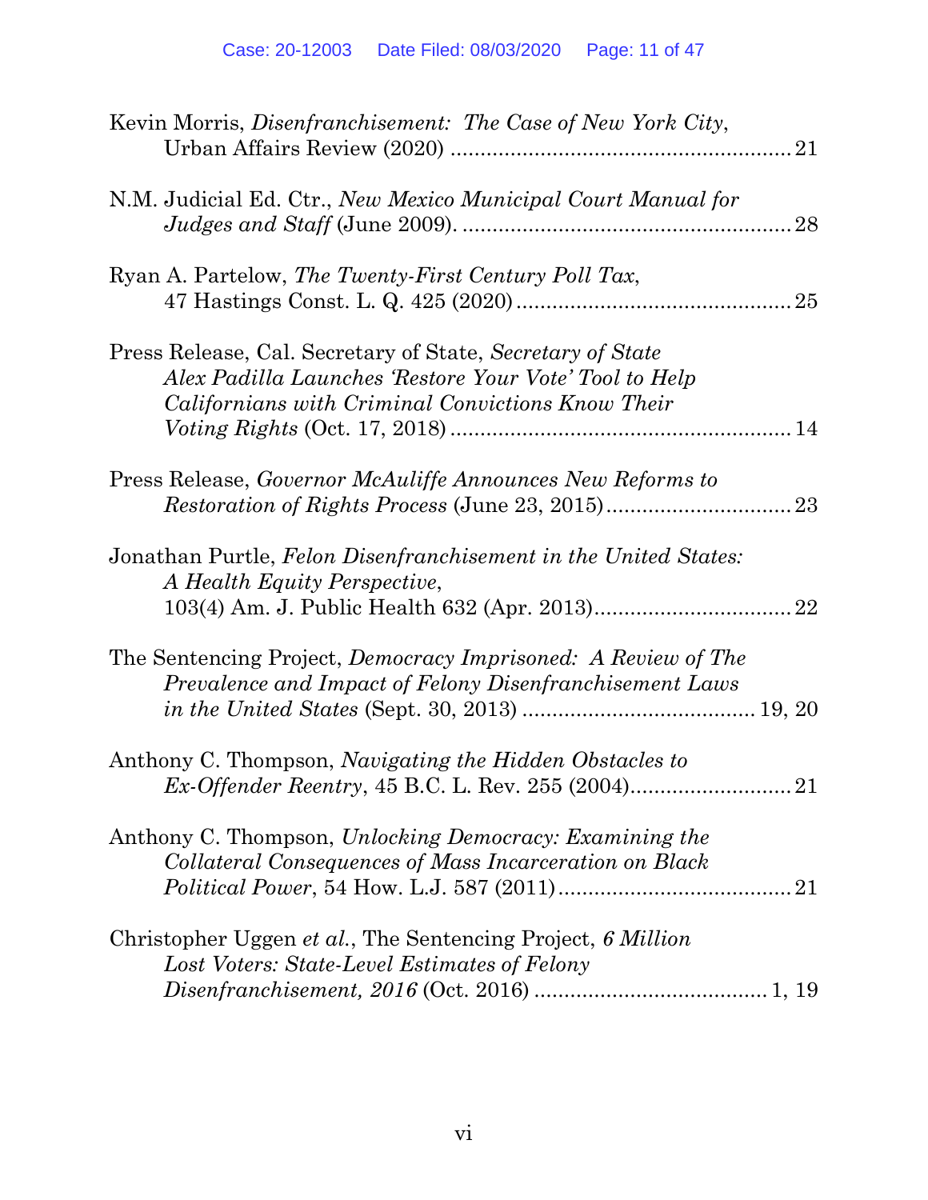Kevin Morris, *Disenfranchisement: The Case of New York City*, Urban Affairs Review (2020) ........................................................ 21

N.M. Judicial Ed. Ctr., *New Mexico Municipal Court Manual for Judges and Staff* (June 2009). ...................................................... 28

Ryan A. Partelow, *The Twenty-First Century Poll Tax*, 47 Hastings Const. L. Q. 425 (2020) ............................................ 25

Press Release, Cal. Secretary of State, *Secretary of State Alex Padilla Launches 'Restore Your Vote' Tool to Help Californians with Criminal Convictions Know Their Voting Rights* (Oct. 17, 2018) ....................................................... 14

Press Release, *Governor McAuliffe Announces New Reforms to Restoration of Rights Process* (June 23, 2015) .............................. 23

Jonathan Purtle, *Felon Disenfranchisement in the United States: A Health Equity Perspective*, 103(4) Am. J. Public Health 632 (Apr. 2013) ................................ 22

The Sentencing Project, *Democracy Imprisoned: A Review of The Prevalence and Impact of Felony Disenfranchisement Laws in the United States* (Sept. 30, 2013) ...................................... 19, 20

Anthony C. Thompson, *Navigating the Hidden Obstacles to Ex-Offender Reentry*, 45 B.C. L. Rev. 255 (2004) .......................... 21

Anthony C. Thompson, *Unlocking Democracy: Examining the Collateral Consequences of Mass Incarceration on Black Political Power*, 54 How. L.J. 587 (2011) ...................................... 21

Christopher Uggen *et al.*, The Sentencing Project, *6 Million Lost Voters: State-Level Estimates of Felony Disenfranchisement, 2016* (Oct. 2016) ...................................... 1, 19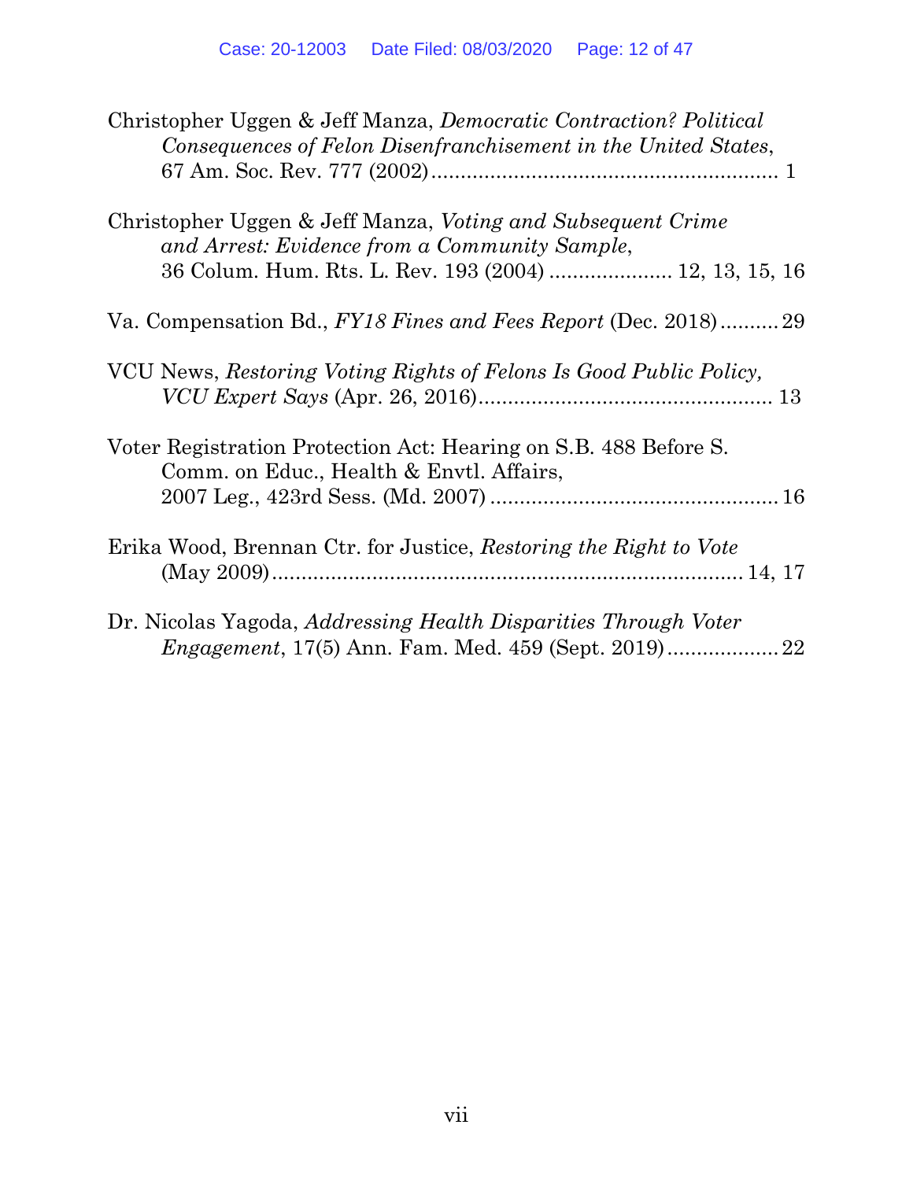Christopher Uggen & Jeff Manza, *Democratic Contraction? Political Consequences of Felon Disenfranchisement in the United States*, 67 Am. Soc. Rev. 777 (2002) ........................................................... 1

Christopher Uggen & Jeff Manza, *Voting and Subsequent Crime and Arrest: Evidence from a Community Sample*, 36 Colum. Hum. Rts. L. Rev. 193 (2004) ..................... 12, 13, 15, 16

Va. Compensation Bd., *FY18 Fines and Fees Report* (Dec. 2018) .......... 29

VCU News, *Restoring Voting Rights of Felons Is Good Public Policy, VCU Expert Says* (Apr. 26, 2016) ................................................. 13

Voter Registration Protection Act: Hearing on S.B. 488 Before S. Comm. on Educ., Health & Envtl. Affairs, 2007 Leg., 423rd Sess. (Md. 2007) ................................................. 16

Erika Wood, Brennan Ctr. for Justice, *Restoring the Right to Vote* (May 2009) ................................................................................ 14, 17

Dr. Nicolas Yagoda, *Addressing Health Disparities Through Voter Engagement*, 17(5) Ann. Fam. Med. 459 (Sept. 2019) ................... 22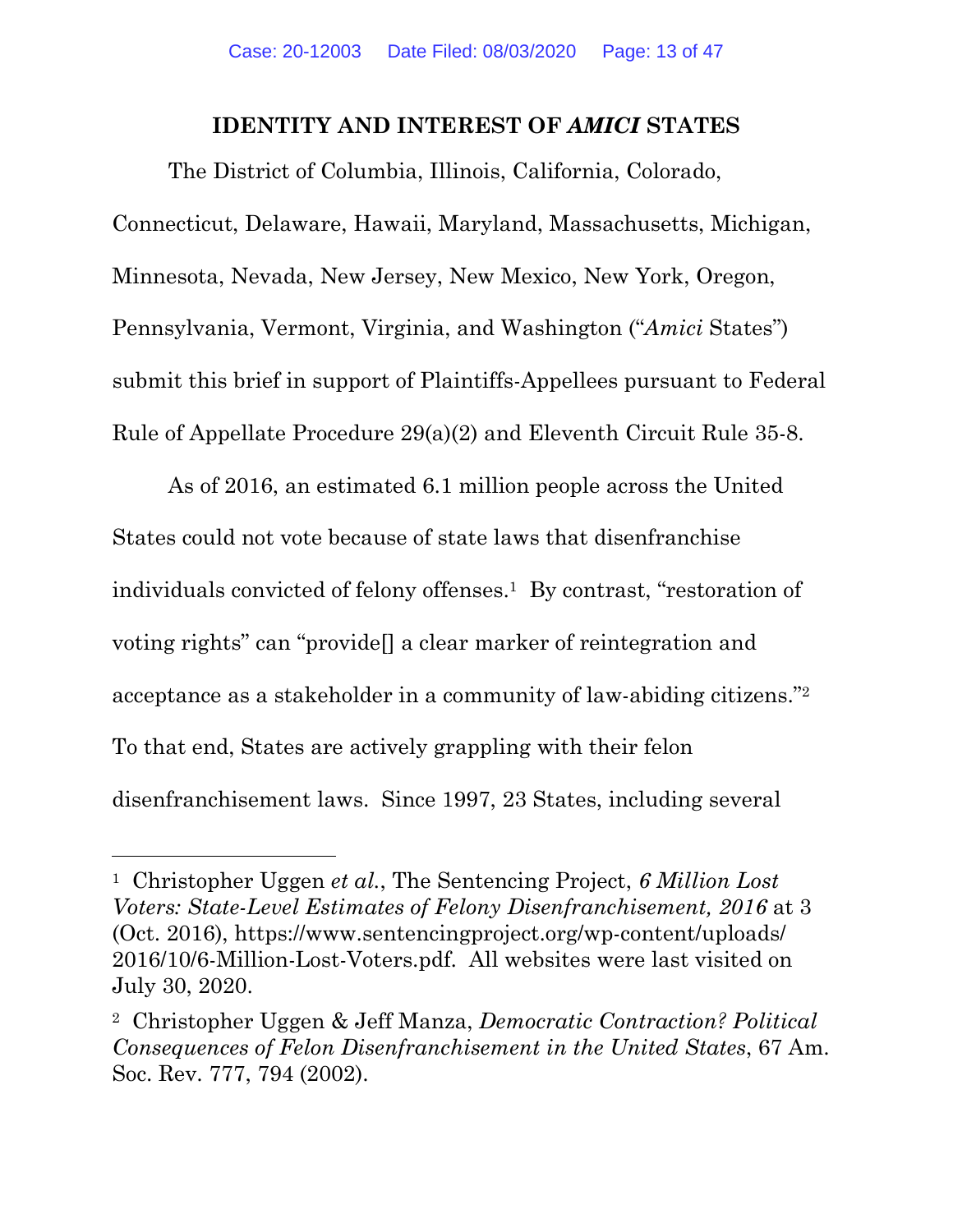## IDENTITY AND INTEREST OF *AMICI* STATES

The District of Columbia, Illinois, California, Colorado, Connecticut, Delaware, Hawaii, Maryland, Massachusetts, Michigan, Minnesota, Nevada, New Jersey, New Mexico, New York, Oregon, Pennsylvania, Vermont, Virginia, and Washington ("*Amici* States") submit this brief in support of Plaintiffs-Appellees pursuant to Federal Rule of Appellate Procedure 29(a)(2) and Eleventh Circuit Rule 35-8.

As of 2016, an estimated 6.1 million people across the United States could not vote because of state laws that disenfranchise individuals convicted of felony offenses.[1] By contrast, "restoration of voting rights" can "provide[] a clear marker of reintegration and acceptance as a stakeholder in a community of law-abiding citizens."[2] To that end, States are actively grappling with their felon disenfranchisement laws. Since 1997, 23 States, including several

---

[1] Christopher Uggen *et al.*, The Sentencing Project, *6 Million Lost Voters: State-Level Estimates of Felony Disenfranchisement, 2016* at 3 (Oct. 2016), https://www.sentencingproject.org/wp-content/uploads/2016/10/6-Million-Lost-Voters.pdf. All websites were last visited on July 30, 2020.

[2] Christopher Uggen & Jeff Manza, *Democratic Contraction? Political Consequences of Felon Disenfranchisement in the United States*, 67 Am. Soc. Rev. 777, 794 (2002).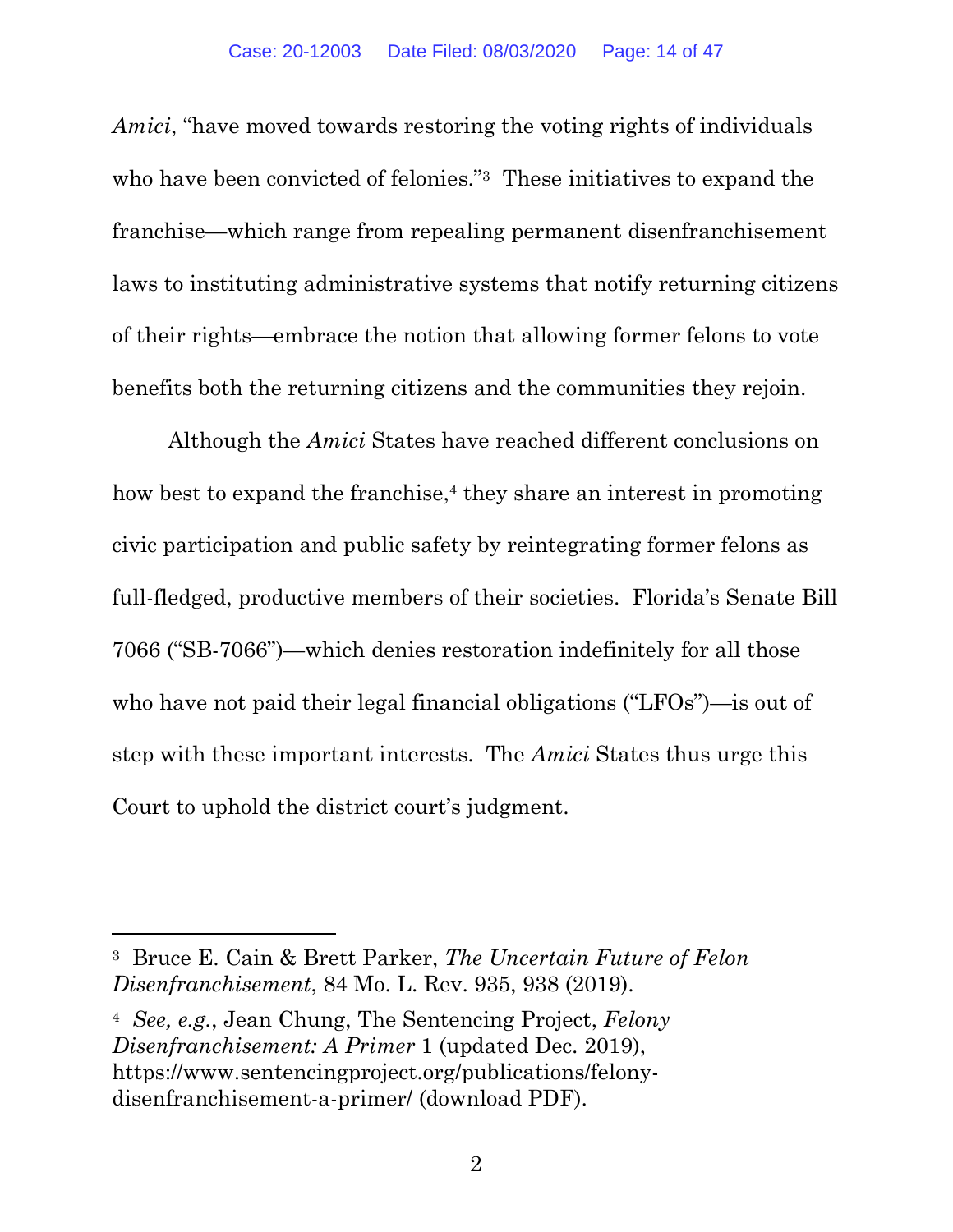*Amici*, "have moved towards restoring the voting rights of individuals who have been convicted of felonies."[3] These initiatives to expand the franchise—which range from repealing permanent disenfranchisement laws to instituting administrative systems that notify returning citizens of their rights—embrace the notion that allowing former felons to vote benefits both the returning citizens and the communities they rejoin.

Although the *Amici* States have reached different conclusions on how best to expand the franchise,[4] they share an interest in promoting civic participation and public safety by reintegrating former felons as full-fledged, productive members of their societies. Florida's Senate Bill 7066 ("SB-7066")—which denies restoration indefinitely for all those who have not paid their legal financial obligations ("LFOs")—is out of step with these important interests. The *Amici* States thus urge this Court to uphold the district court's judgment.

---

[3] Bruce E. Cain & Brett Parker, *The Uncertain Future of Felon Disenfranchisement*, 84 Mo. L. Rev. 935, 938 (2019).

[4] *See, e.g.*, Jean Chung, The Sentencing Project, *Felony Disenfranchisement: A Primer* 1 (updated Dec. 2019), https://www.sentencingproject.org/publications/felony-disenfranchisement-a-primer/ (download PDF).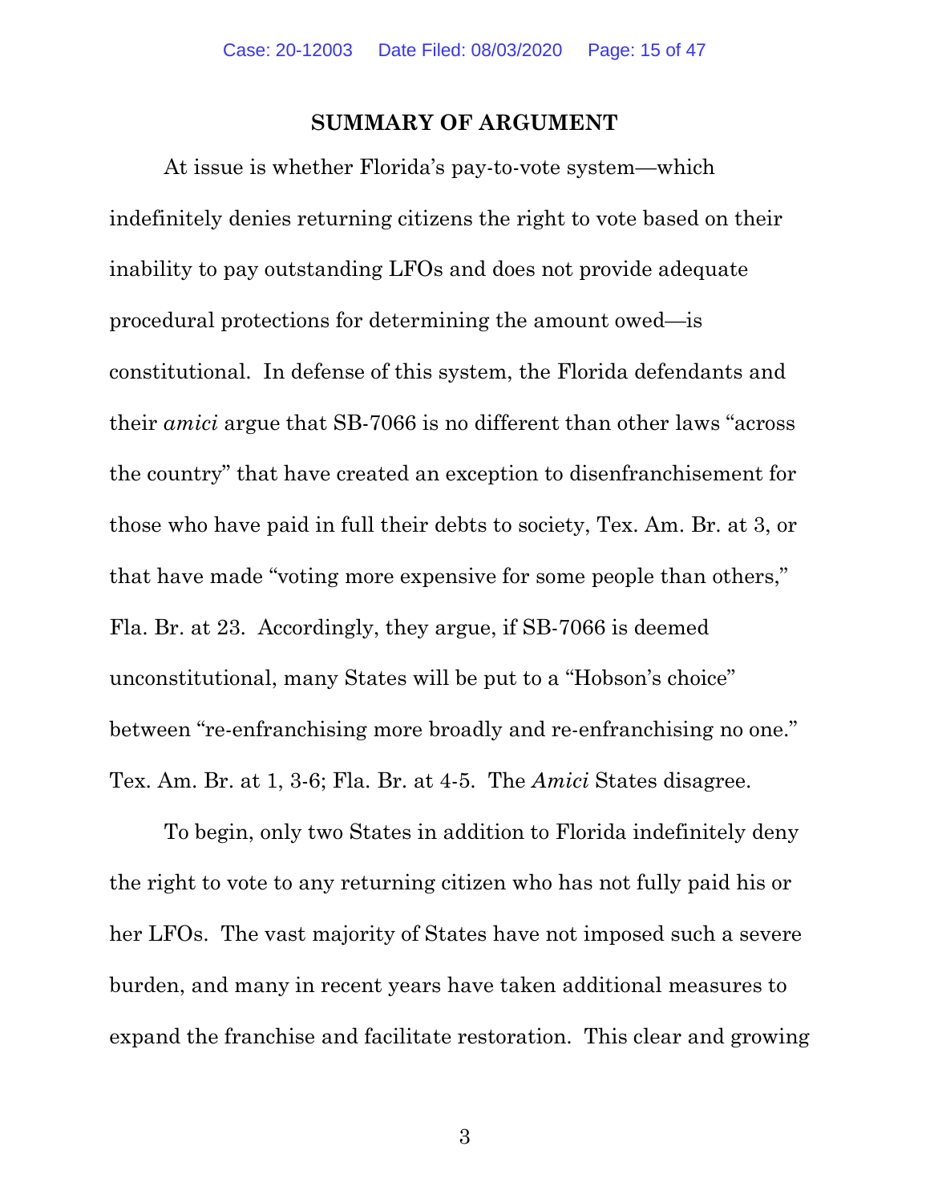## SUMMARY OF ARGUMENT

At issue is whether Florida's pay-to-vote system—which indefinitely denies returning citizens the right to vote based on their inability to pay outstanding LFOs and does not provide adequate procedural protections for determining the amount owed—is constitutional. In defense of this system, the Florida defendants and their *amici* argue that SB-7066 is no different than other laws "across the country" that have created an exception to disenfranchisement for those who have paid in full their debts to society, Tex. Am. Br. at 3, or that have made "voting more expensive for some people than others," Fla. Br. at 23. Accordingly, they argue, if SB-7066 is deemed unconstitutional, many States will be put to a "Hobson's choice" between "re-enfranchising more broadly and re-enfranchising no one." Tex. Am. Br. at 1, 3-6; Fla. Br. at 4-5. The *Amici* States disagree.

To begin, only two States in addition to Florida indefinitely deny the right to vote to any returning citizen who has not fully paid his or her LFOs. The vast majority of States have not imposed such a severe burden, and many in recent years have taken additional measures to expand the franchise and facilitate restoration. This clear and growing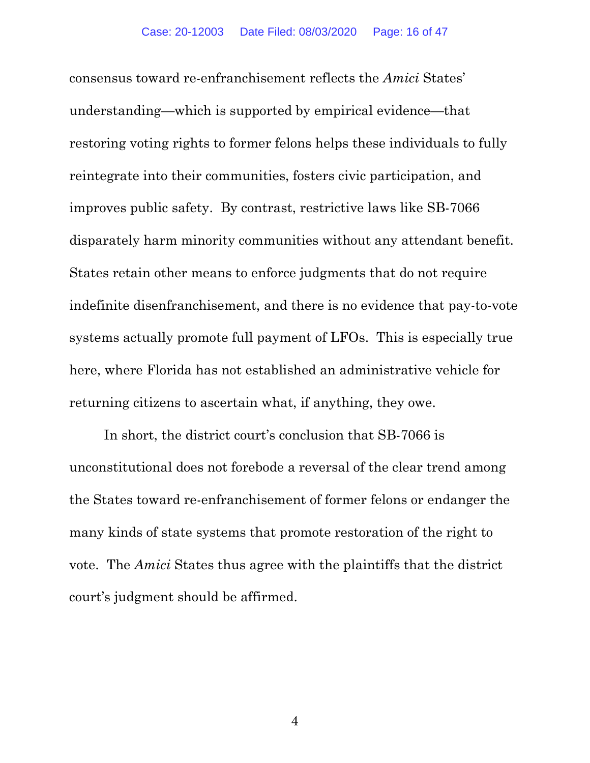consensus toward re-enfranchisement reflects the *Amici* States' understanding—which is supported by empirical evidence—that restoring voting rights to former felons helps these individuals to fully reintegrate into their communities, fosters civic participation, and improves public safety. By contrast, restrictive laws like SB-7066 disparately harm minority communities without any attendant benefit. States retain other means to enforce judgments that do not require indefinite disenfranchisement, and there is no evidence that pay-to-vote systems actually promote full payment of LFOs. This is especially true here, where Florida has not established an administrative vehicle for returning citizens to ascertain what, if anything, they owe.

In short, the district court's conclusion that SB-7066 is unconstitutional does not forebode a reversal of the clear trend among the States toward re-enfranchisement of former felons or endanger the many kinds of state systems that promote restoration of the right to vote. The *Amici* States thus agree with the plaintiffs that the district court's judgment should be affirmed.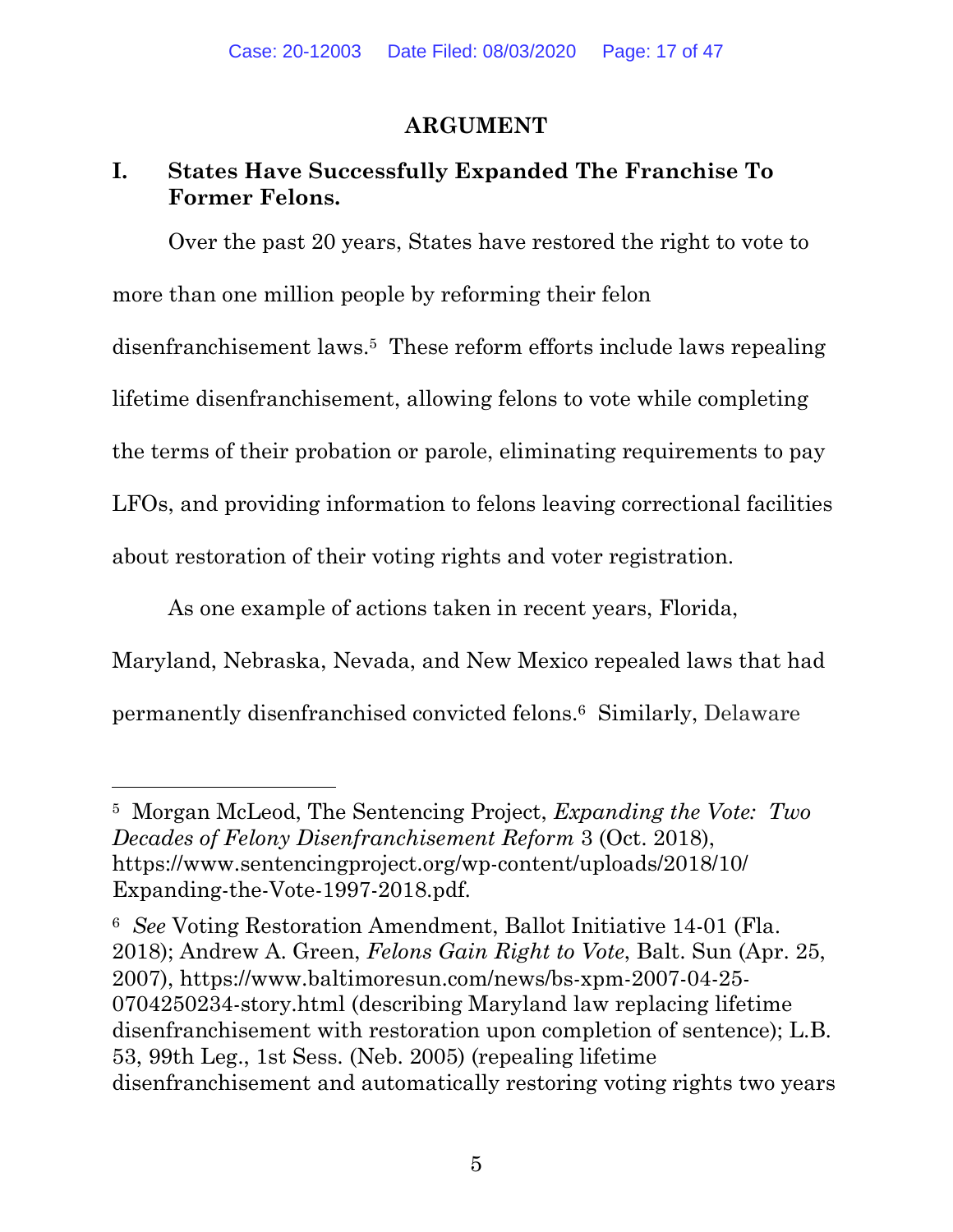## ARGUMENT

### I. States Have Successfully Expanded The Franchise To Former Felons.

Over the past 20 years, States have restored the right to vote to more than one million people by reforming their felon disenfranchisement laws.[5] These reform efforts include laws repealing lifetime disenfranchisement, allowing felons to vote while completing the terms of their probation or parole, eliminating requirements to pay LFOs, and providing information to felons leaving correctional facilities about restoration of their voting rights and voter registration.

As one example of actions taken in recent years, Florida, Maryland, Nebraska, Nevada, and New Mexico repealed laws that had permanently disenfranchised convicted felons.[6] Similarly, Delaware

---

[5] Morgan McLeod, The Sentencing Project, *Expanding the Vote: Two Decades of Felony Disenfranchisement Reform* 3 (Oct. 2018), https://www.sentencingproject.org/wp-content/uploads/2018/10/Expanding-the-Vote-1997-2018.pdf.

[6] *See* Voting Restoration Amendment, Ballot Initiative 14-01 (Fla. 2018); Andrew A. Green, *Felons Gain Right to Vote*, Balt. Sun (Apr. 25, 2007), https://www.baltimoresun.com/news/bs-xpm-2007-04-25-0704250234-story.html (describing Maryland law replacing lifetime disenfranchisement with restoration upon completion of sentence); L.B. 53, 99th Leg., 1st Sess. (Neb. 2005) (repealing lifetime disenfranchisement and automatically restoring voting rights two years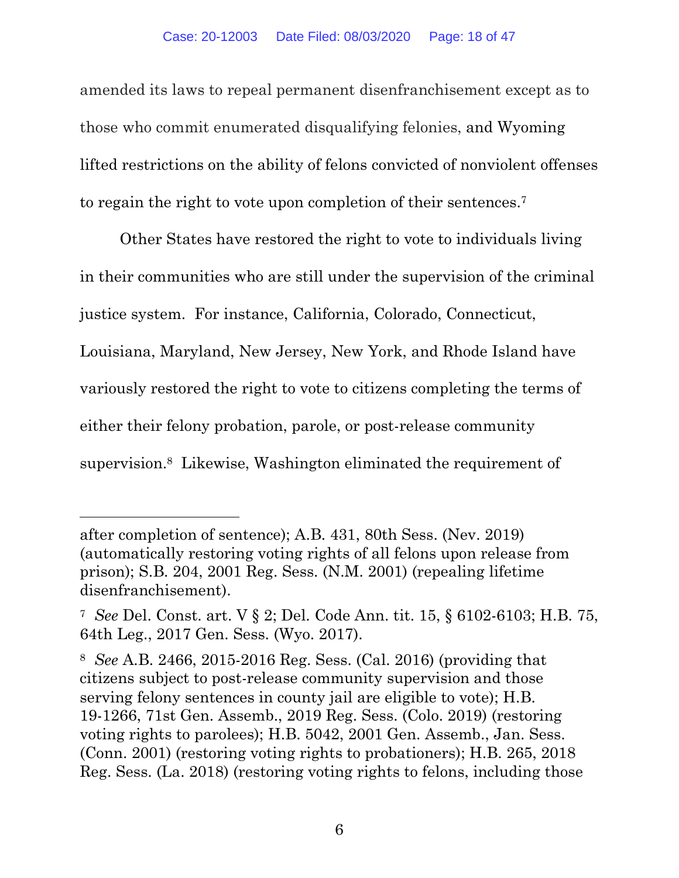amended its laws to repeal permanent disenfranchisement except as to those who commit enumerated disqualifying felonies, and Wyoming lifted restrictions on the ability of felons convicted of nonviolent offenses to regain the right to vote upon completion of their sentences.[7]

Other States have restored the right to vote to individuals living in their communities who are still under the supervision of the criminal justice system. For instance, California, Colorado, Connecticut, Louisiana, Maryland, New Jersey, New York, and Rhode Island have variously restored the right to vote to citizens completing the terms of either their felony probation, parole, or post-release community supervision.[8] Likewise, Washington eliminated the requirement of

---

after completion of sentence); A.B. 431, 80th Sess. (Nev. 2019) (automatically restoring voting rights of all felons upon release from prison); S.B. 204, 2001 Reg. Sess. (N.M. 2001) (repealing lifetime disenfranchisement).

[7] *See* Del. Const. art. V § 2; Del. Code Ann. tit. 15, § 6102-6103; H.B. 75, 64th Leg., 2017 Gen. Sess. (Wyo. 2017).

[8] *See* A.B. 2466, 2015-2016 Reg. Sess. (Cal. 2016) (providing that citizens subject to post-release community supervision and those serving felony sentences in county jail are eligible to vote); H.B. 19-1266, 71st Gen. Assemb., 2019 Reg. Sess. (Colo. 2019) (restoring voting rights to parolees); H.B. 5042, 2001 Gen. Assemb., Jan. Sess. (Conn. 2001) (restoring voting rights to probationers); H.B. 265, 2018 Reg. Sess. (La. 2018) (restoring voting rights to felons, including those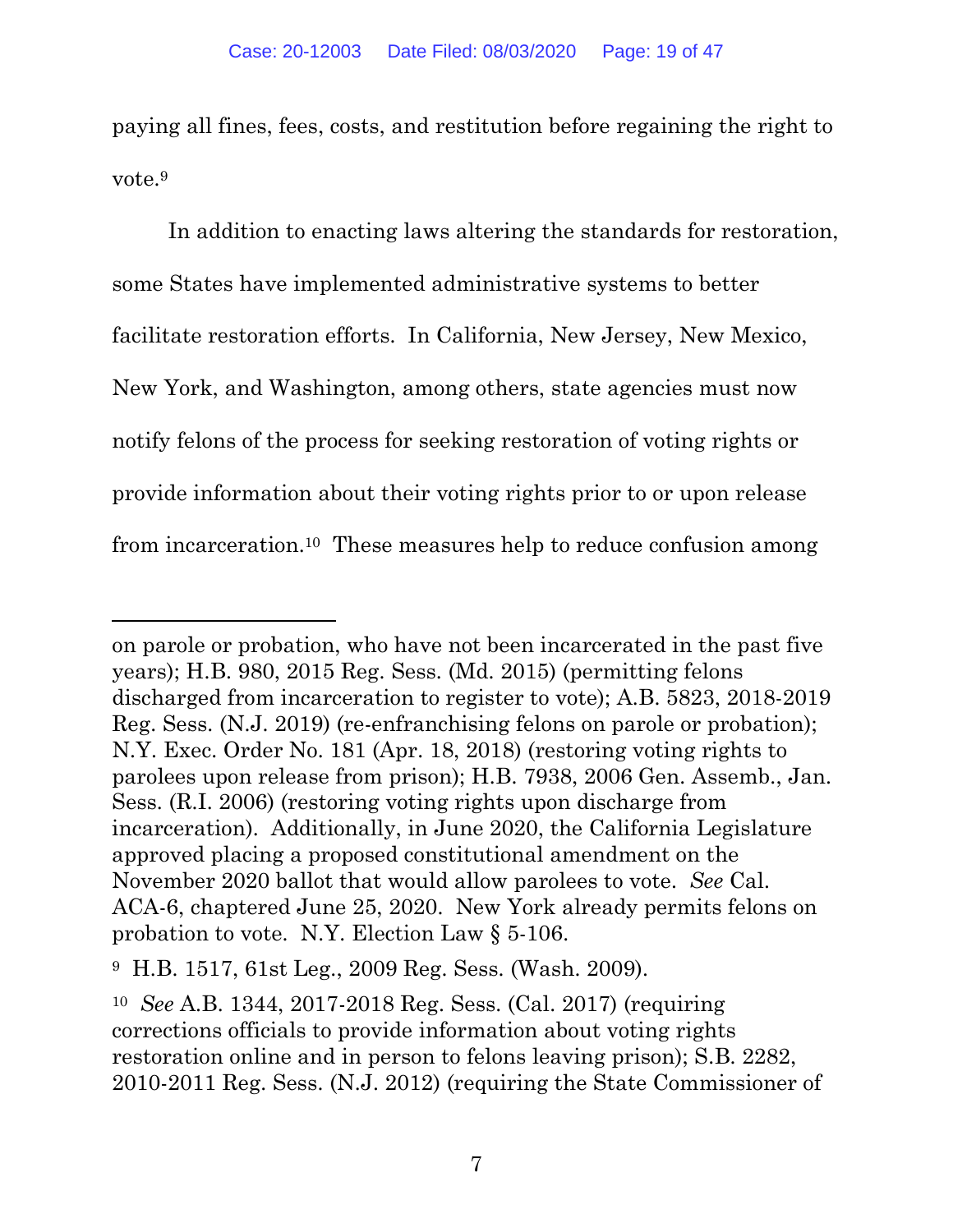paying all fines, fees, costs, and restitution before regaining the right to vote.[9]

In addition to enacting laws altering the standards for restoration, some States have implemented administrative systems to better facilitate restoration efforts. In California, New Jersey, New Mexico, New York, and Washington, among others, state agencies must now notify felons of the process for seeking restoration of voting rights or provide information about their voting rights prior to or upon release from incarceration.[10] These measures help to reduce confusion among

---

on parole or probation, who have not been incarcerated in the past five years); H.B. 980, 2015 Reg. Sess. (Md. 2015) (permitting felons discharged from incarceration to register to vote); A.B. 5823, 2018-2019 Reg. Sess. (N.J. 2019) (re-enfranchising felons on parole or probation); N.Y. Exec. Order No. 181 (Apr. 18, 2018) (restoring voting rights to parolees upon release from prison); H.B. 7938, 2006 Gen. Assemb., Jan. Sess. (R.I. 2006) (restoring voting rights upon discharge from incarceration). Additionally, in June 2020, the California Legislature approved placing a proposed constitutional amendment on the November 2020 ballot that would allow parolees to vote. *See* Cal. ACA-6, chaptered June 25, 2020. New York already permits felons on probation to vote. N.Y. Election Law § 5-106.

[9] H.B. 1517, 61st Leg., 2009 Reg. Sess. (Wash. 2009).

[10] *See* A.B. 1344, 2017-2018 Reg. Sess. (Cal. 2017) (requiring corrections officials to provide information about voting rights restoration online and in person to felons leaving prison); S.B. 2282, 2010-2011 Reg. Sess. (N.J. 2012) (requiring the State Commissioner of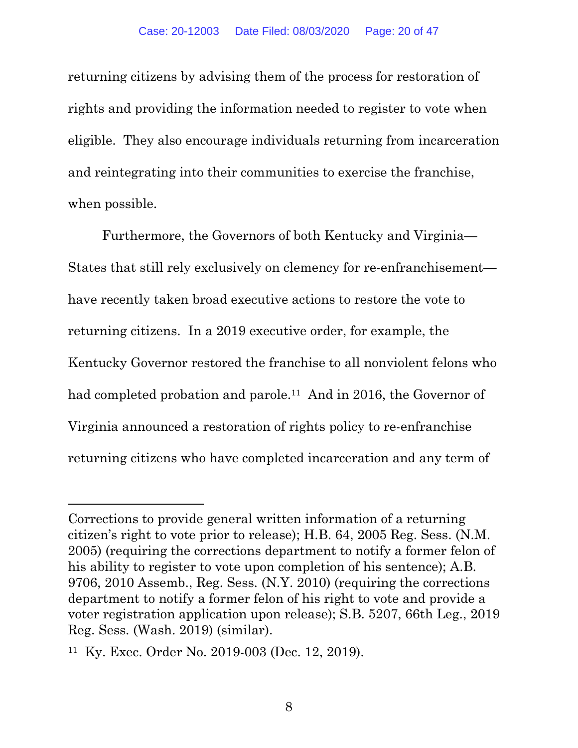returning citizens by advising them of the process for restoration of rights and providing the information needed to register to vote when eligible. They also encourage individuals returning from incarceration and reintegrating into their communities to exercise the franchise, when possible.

Furthermore, the Governors of both Kentucky and Virginia—States that still rely exclusively on clemency for re-enfranchisement—have recently taken broad executive actions to restore the vote to returning citizens. In a 2019 executive order, for example, the Kentucky Governor restored the franchise to all nonviolent felons who had completed probation and parole.[11] And in 2016, the Governor of Virginia announced a restoration of rights policy to re-enfranchise returning citizens who have completed incarceration and any term of

---

Corrections to provide general written information of a returning citizen's right to vote prior to release); H.B. 64, 2005 Reg. Sess. (N.M. 2005) (requiring the corrections department to notify a former felon of his ability to register to vote upon completion of his sentence); A.B. 9706, 2010 Assemb., Reg. Sess. (N.Y. 2010) (requiring the corrections department to notify a former felon of his right to vote and provide a voter registration application upon release); S.B. 5207, 66th Leg., 2019 Reg. Sess. (Wash. 2019) (similar).

[11] Ky. Exec. Order No. 2019-003 (Dec. 12, 2019).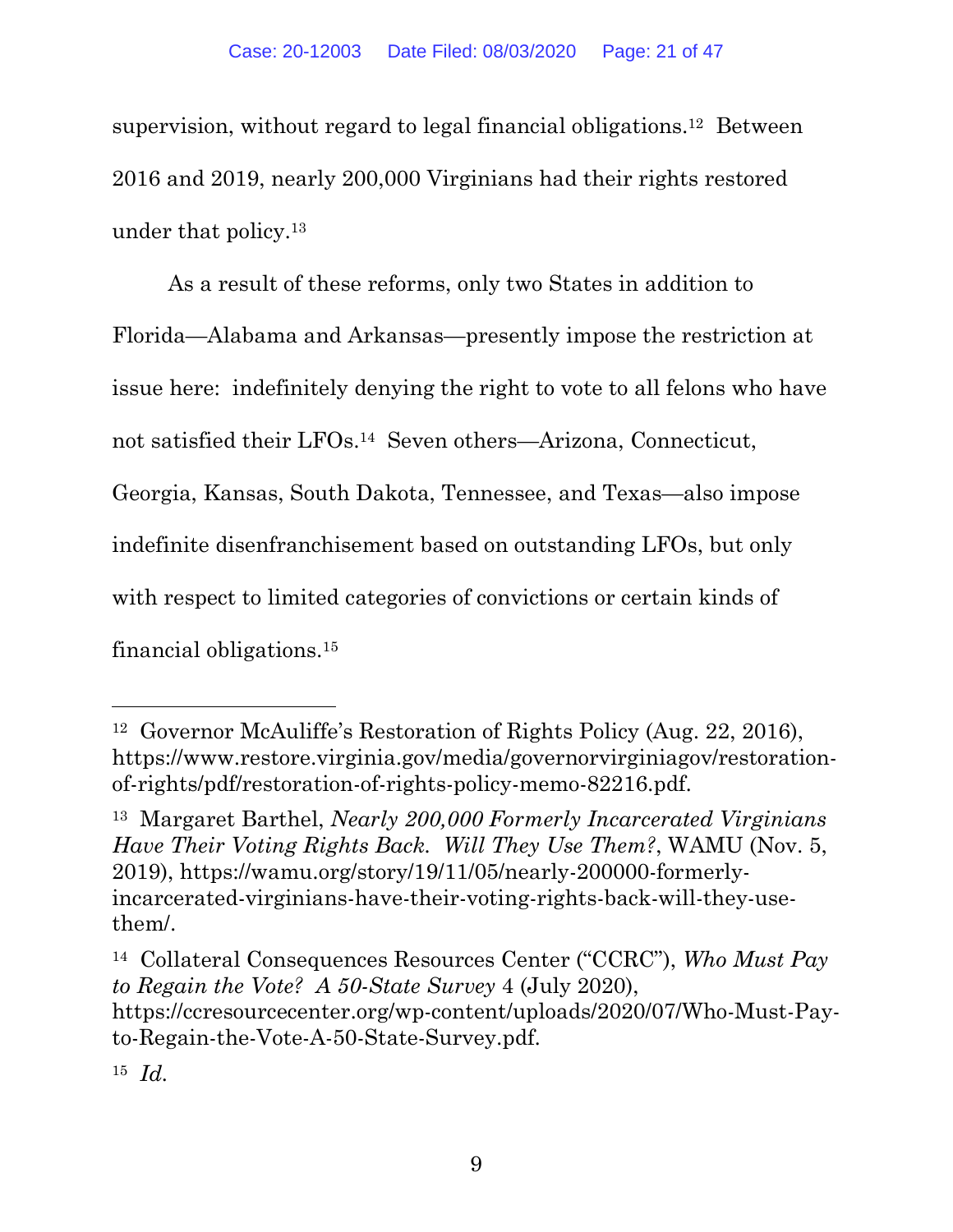supervision, without regard to legal financial obligations.[12] Between 2016 and 2019, nearly 200,000 Virginians had their rights restored under that policy.[13]

As a result of these reforms, only two States in addition to Florida—Alabama and Arkansas—presently impose the restriction at issue here: indefinitely denying the right to vote to all felons who have not satisfied their LFOs.[14] Seven others—Arizona, Connecticut, Georgia, Kansas, South Dakota, Tennessee, and Texas—also impose indefinite disenfranchisement based on outstanding LFOs, but only with respect to limited categories of convictions or certain kinds of financial obligations.[15]

---

[12] Governor McAuliffe's Restoration of Rights Policy (Aug. 22, 2016), https://www.restore.virginia.gov/media/governorvirginiagov/restoration-of-rights/pdf/restoration-of-rights-policy-memo-82216.pdf.

[13] Margaret Barthel, *Nearly 200,000 Formerly Incarcerated Virginians Have Their Voting Rights Back. Will They Use Them?*, WAMU (Nov. 5, 2019), https://wamu.org/story/19/11/05/nearly-200000-formerly-incarcerated-virginians-have-their-voting-rights-back-will-they-use-them/.

[14] Collateral Consequences Resources Center ("CCRC"), *Who Must Pay to Regain the Vote? A 50-State Survey* 4 (July 2020), https://ccresourcecenter.org/wp-content/uploads/2020/07/Who-Must-Pay-to-Regain-the-Vote-A-50-State-Survey.pdf.

[15] *Id.*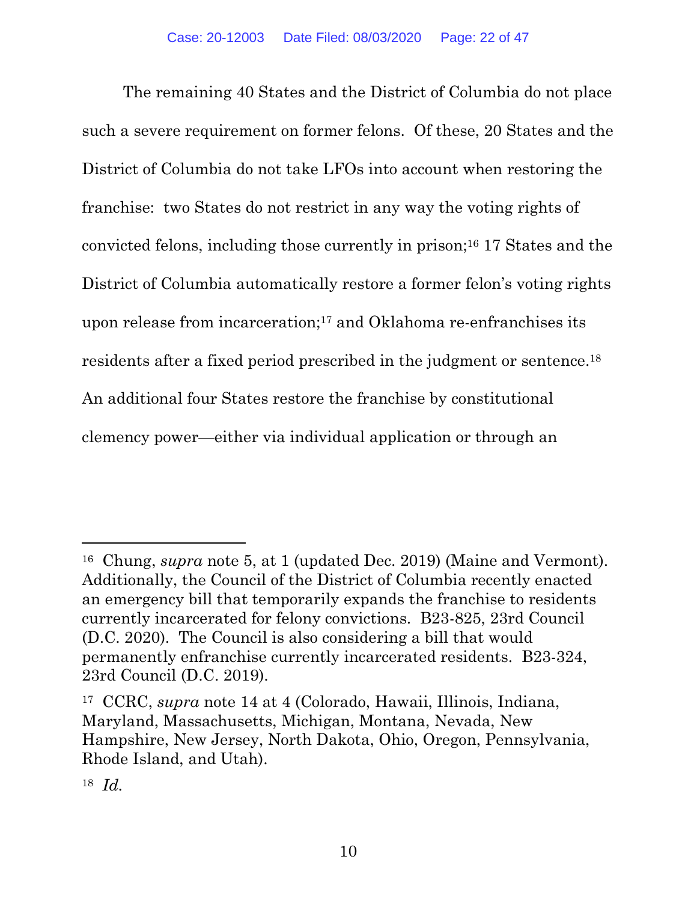The remaining 40 States and the District of Columbia do not place such a severe requirement on former felons. Of these, 20 States and the District of Columbia do not take LFOs into account when restoring the franchise: two States do not restrict in any way the voting rights of convicted felons, including those currently in prison;[16] 17 States and the District of Columbia automatically restore a former felon's voting rights upon release from incarceration;[17] and Oklahoma re-enfranchises its residents after a fixed period prescribed in the judgment or sentence.[18] An additional four States restore the franchise by constitutional clemency power—either via individual application or through an

---

[16] Chung, *supra* note 5, at 1 (updated Dec. 2019) (Maine and Vermont). Additionally, the Council of the District of Columbia recently enacted an emergency bill that temporarily expands the franchise to residents currently incarcerated for felony convictions. B23-825, 23rd Council (D.C. 2020). The Council is also considering a bill that would permanently enfranchise currently incarcerated residents. B23-324, 23rd Council (D.C. 2019).

[17] CCRC, *supra* note 14 at 4 (Colorado, Hawaii, Illinois, Indiana, Maryland, Massachusetts, Michigan, Montana, Nevada, New Hampshire, New Jersey, North Dakota, Ohio, Oregon, Pennsylvania, Rhode Island, and Utah).

[18] *Id.*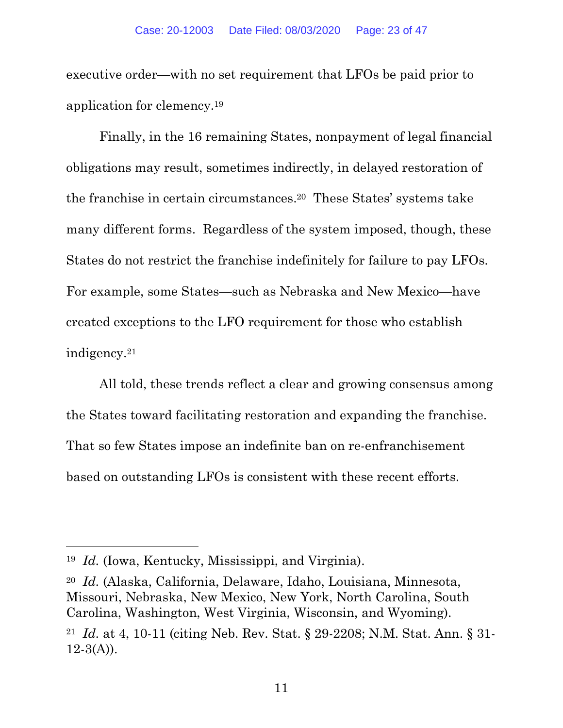executive order—with no set requirement that LFOs be paid prior to application for clemency.[19]

Finally, in the 16 remaining States, nonpayment of legal financial obligations may result, sometimes indirectly, in delayed restoration of the franchise in certain circumstances.[20] These States' systems take many different forms. Regardless of the system imposed, though, these States do not restrict the franchise indefinitely for failure to pay LFOs. For example, some States—such as Nebraska and New Mexico—have created exceptions to the LFO requirement for those who establish indigency.[21]

All told, these trends reflect a clear and growing consensus among the States toward facilitating restoration and expanding the franchise. That so few States impose an indefinite ban on re-enfranchisement based on outstanding LFOs is consistent with these recent efforts.

---

[19] *Id.* (Iowa, Kentucky, Mississippi, and Virginia).

[20] *Id.* (Alaska, California, Delaware, Idaho, Louisiana, Minnesota, Missouri, Nebraska, New Mexico, New York, North Carolina, South Carolina, Washington, West Virginia, Wisconsin, and Wyoming).

[21] *Id.* at 4, 10-11 (citing Neb. Rev. Stat. § 29-2208; N.M. Stat. Ann. § 31-12-3(A)).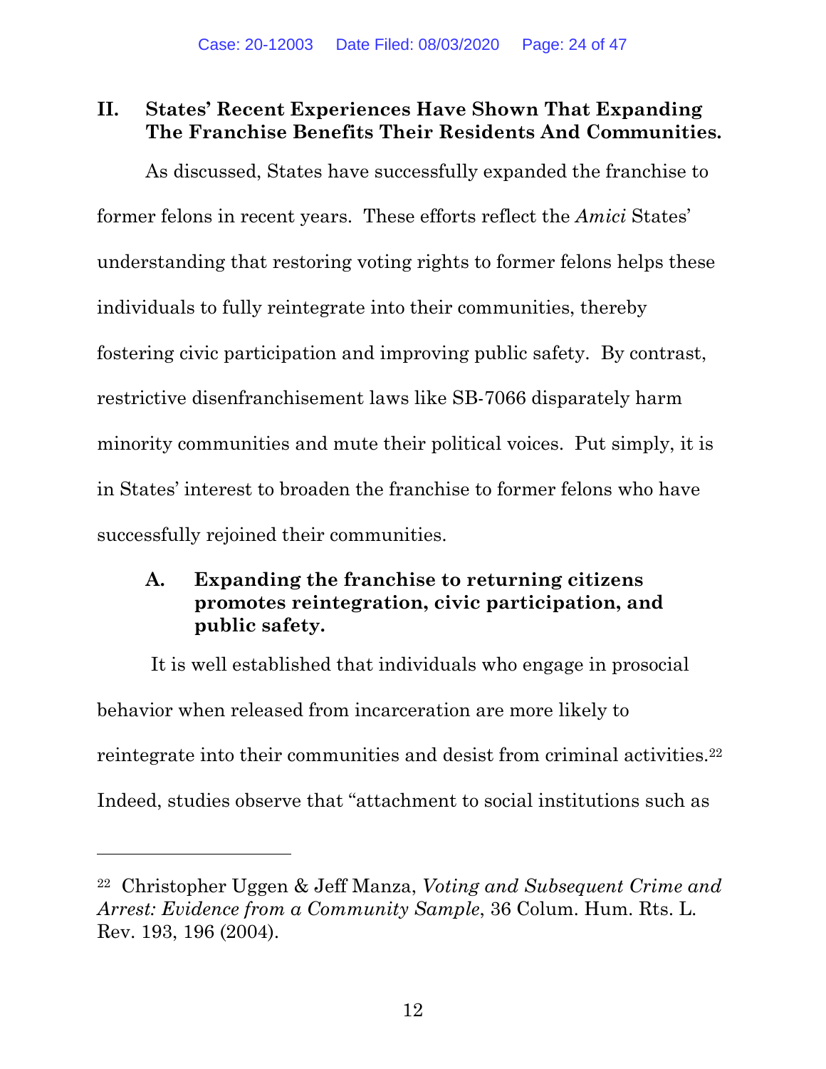## II. States' Recent Experiences Have Shown That Expanding The Franchise Benefits Their Residents And Communities.

As discussed, States have successfully expanded the franchise to former felons in recent years. These efforts reflect the *Amici* States' understanding that restoring voting rights to former felons helps these individuals to fully reintegrate into their communities, thereby fostering civic participation and improving public safety. By contrast, restrictive disenfranchisement laws like SB-7066 disparately harm minority communities and mute their political voices. Put simply, it is in States' interest to broaden the franchise to former felons who have successfully rejoined their communities.

### A. Expanding the franchise to returning citizens promotes reintegration, civic participation, and public safety.

It is well established that individuals who engage in prosocial behavior when released from incarceration are more likely to reintegrate into their communities and desist from criminal activities.[22] Indeed, studies observe that "attachment to social institutions such as

---

[22] Christopher Uggen & Jeff Manza, *Voting and Subsequent Crime and Arrest: Evidence from a Community Sample*, 36 Colum. Hum. Rts. L. Rev. 193, 196 (2004).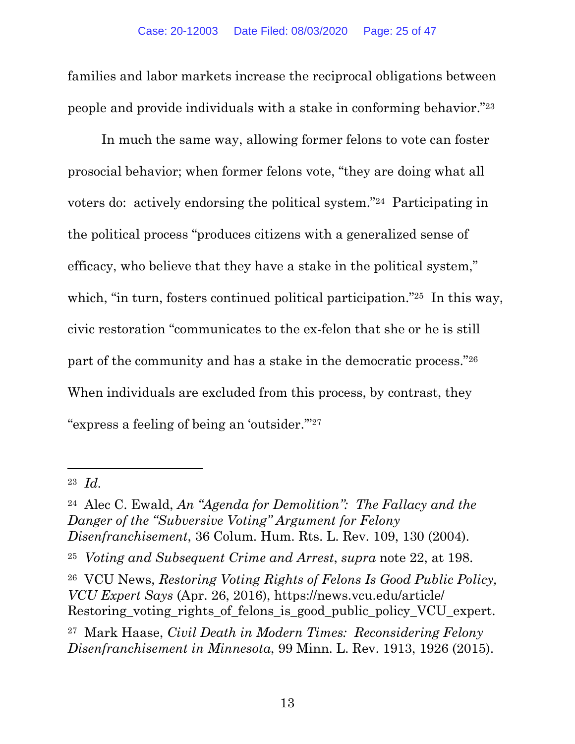families and labor markets increase the reciprocal obligations between people and provide individuals with a stake in conforming behavior."[23]

In much the same way, allowing former felons to vote can foster prosocial behavior; when former felons vote, "they are doing what all voters do: actively endorsing the political system."[24] Participating in the political process "produces citizens with a generalized sense of efficacy, who believe that they have a stake in the political system," which, "in turn, fosters continued political participation."[25] In this way, civic restoration "communicates to the ex-felon that she or he is still part of the community and has a stake in the democratic process."[26] When individuals are excluded from this process, by contrast, they "express a feeling of being an 'outsider.'"[27]

---

[23] *Id.*

[24] Alec C. Ewald, *An "Agenda for Demolition": The Fallacy and the Danger of the "Subversive Voting" Argument for Felony Disenfranchisement*, 36 Colum. Hum. Rts. L. Rev. 109, 130 (2004).

[25] *Voting and Subsequent Crime and Arrest*, *supra* note 22, at 198.

[26] VCU News, *Restoring Voting Rights of Felons Is Good Public Policy, VCU Expert Says* (Apr. 26, 2016), https://news.vcu.edu/article/Restoring_voting_rights_of_felons_is_good_public_policy_VCU_expert.

[27] Mark Haase, *Civil Death in Modern Times: Reconsidering Felony Disenfranchisement in Minnesota*, 99 Minn. L. Rev. 1913, 1926 (2015).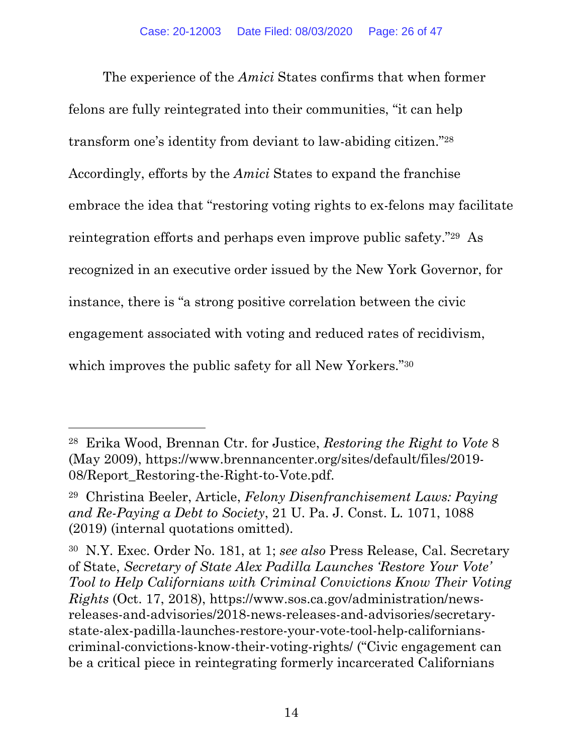The experience of the *Amici* States confirms that when former felons are fully reintegrated into their communities, "it can help transform one's identity from deviant to law-abiding citizen."[28] Accordingly, efforts by the *Amici* States to expand the franchise embrace the idea that "restoring voting rights to ex-felons may facilitate reintegration efforts and perhaps even improve public safety."[29] As recognized in an executive order issued by the New York Governor, for instance, there is "a strong positive correlation between the civic engagement associated with voting and reduced rates of recidivism, which improves the public safety for all New Yorkers."[30]

---

[28] Erika Wood, Brennan Ctr. for Justice, *Restoring the Right to Vote* 8 (May 2009), https://www.brennancenter.org/sites/default/files/2019-08/Report_Restoring-the-Right-to-Vote.pdf.

[29] Christina Beeler, Article, *Felony Disenfranchisement Laws: Paying and Re-Paying a Debt to Society*, 21 U. Pa. J. Const. L. 1071, 1088 (2019) (internal quotations omitted).

[30] N.Y. Exec. Order No. 181, at 1; *see also* Press Release, Cal. Secretary of State, *Secretary of State Alex Padilla Launches 'Restore Your Vote' Tool to Help Californians with Criminal Convictions Know Their Voting Rights* (Oct. 17, 2018), https://www.sos.ca.gov/administration/news-releases-and-advisories/2018-news-releases-and-advisories/secretary-state-alex-padilla-launches-restore-your-vote-tool-help-californians-criminal-convictions-know-their-voting-rights/ ("Civic engagement can be a critical piece in reintegrating formerly incarcerated Californians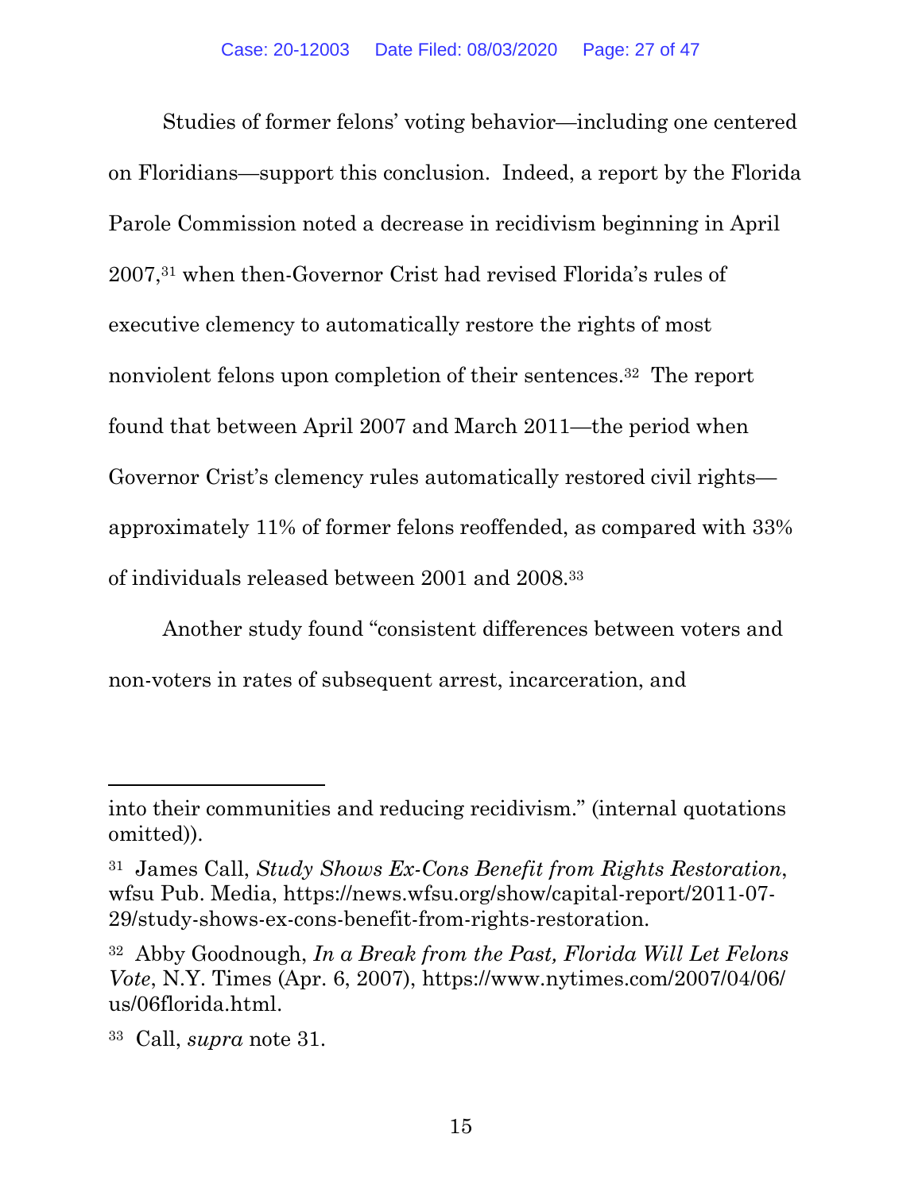Studies of former felons' voting behavior—including one centered on Floridians—support this conclusion. Indeed, a report by the Florida Parole Commission noted a decrease in recidivism beginning in April 2007,[31] when then-Governor Crist had revised Florida's rules of executive clemency to automatically restore the rights of most nonviolent felons upon completion of their sentences.[32] The report found that between April 2007 and March 2011—the period when Governor Crist's clemency rules automatically restored civil rights—approximately 11% of former felons reoffended, as compared with 33% of individuals released between 2001 and 2008.[33]

Another study found "consistent differences between voters and non-voters in rates of subsequent arrest, incarceration, and

---

into their communities and reducing recidivism." (internal quotations omitted)).

[31] James Call, *Study Shows Ex-Cons Benefit from Rights Restoration*, wfsu Pub. Media, https://news.wfsu.org/show/capital-report/2011-07-29/study-shows-ex-cons-benefit-from-rights-restoration.

[32] Abby Goodnough, *In a Break from the Past, Florida Will Let Felons Vote*, N.Y. Times (Apr. 6, 2007), https://www.nytimes.com/2007/04/06/us/06florida.html.

[33] Call, *supra* note 31.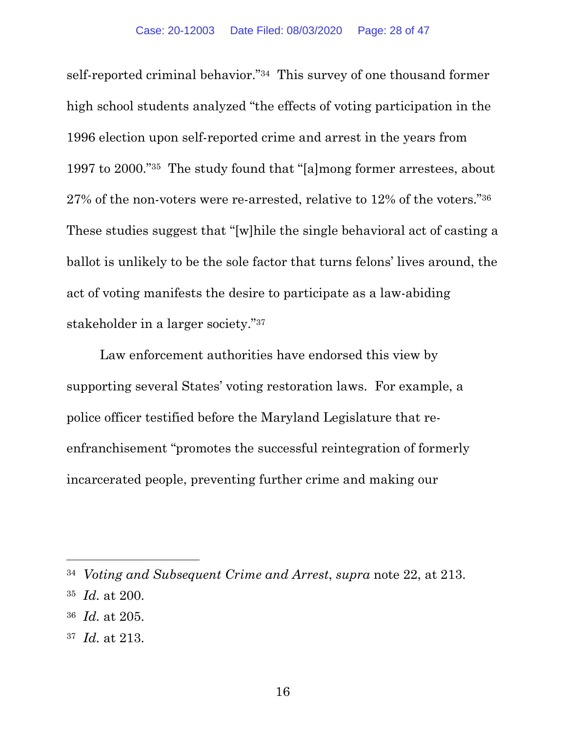self-reported criminal behavior."[34] This survey of one thousand former high school students analyzed "the effects of voting participation in the 1996 election upon self-reported crime and arrest in the years from 1997 to 2000."[35] The study found that "[a]mong former arrestees, about 27% of the non-voters were re-arrested, relative to 12% of the voters."[36] These studies suggest that "[w]hile the single behavioral act of casting a ballot is unlikely to be the sole factor that turns felons' lives around, the act of voting manifests the desire to participate as a law-abiding stakeholder in a larger society."[37]

Law enforcement authorities have endorsed this view by supporting several States' voting restoration laws. For example, a police officer testified before the Maryland Legislature that re-enfranchisement "promotes the successful reintegration of formerly incarcerated people, preventing further crime and making our

---

[34] *Voting and Subsequent Crime and Arrest*, *supra* note 22, at 213.

[35] *Id.* at 200.

[36] *Id.* at 205.

[37] *Id.* at 213.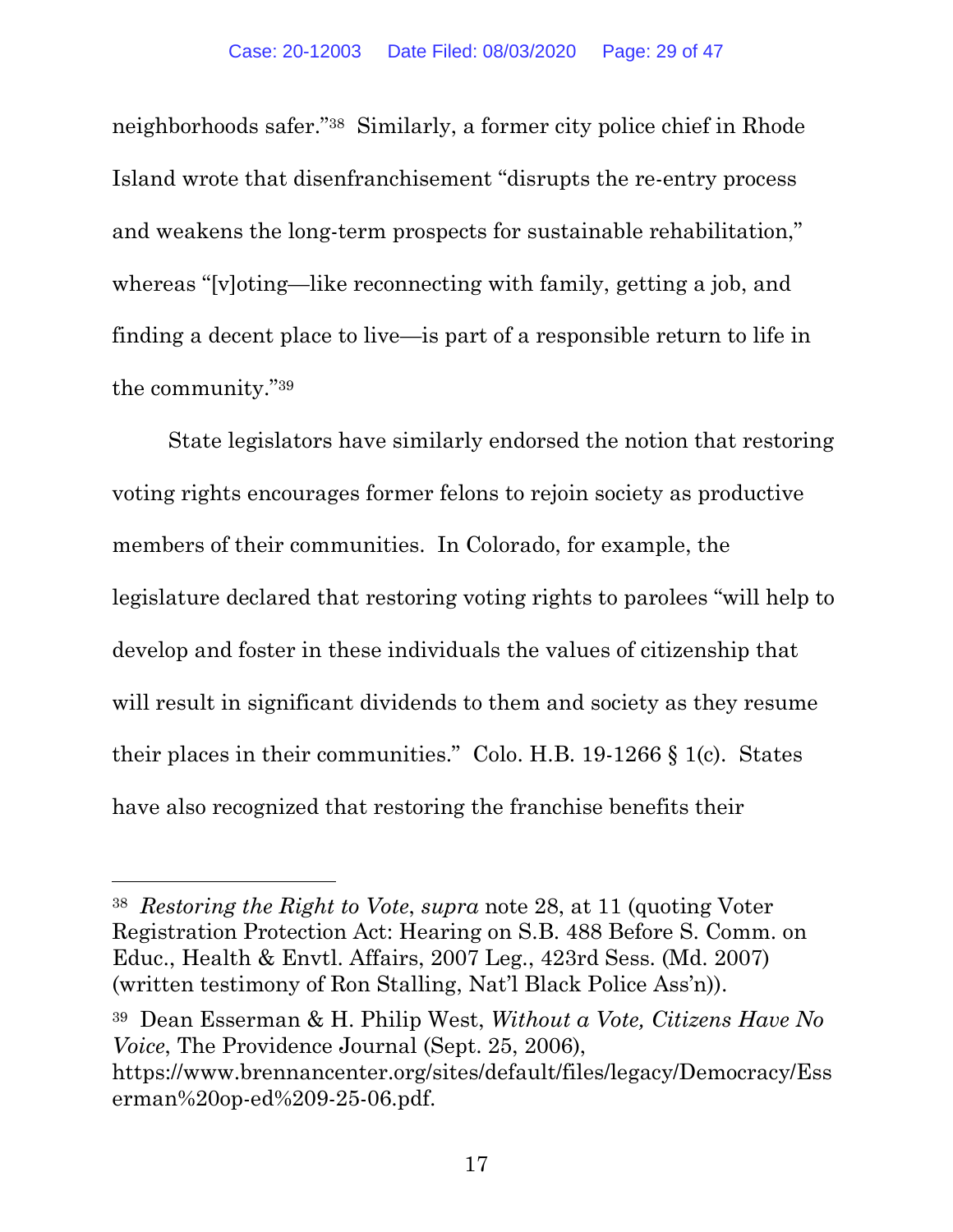neighborhoods safer."[38] Similarly, a former city police chief in Rhode Island wrote that disenfranchisement "disrupts the re-entry process and weakens the long-term prospects for sustainable rehabilitation," whereas "[v]oting—like reconnecting with family, getting a job, and finding a decent place to live—is part of a responsible return to life in the community."[39]

State legislators have similarly endorsed the notion that restoring voting rights encourages former felons to rejoin society as productive members of their communities. In Colorado, for example, the legislature declared that restoring voting rights to parolees "will help to develop and foster in these individuals the values of citizenship that will result in significant dividends to them and society as they resume their places in their communities." Colo. H.B. 19-1266 § 1(c). States have also recognized that restoring the franchise benefits their

---

[38] *Restoring the Right to Vote*, *supra* note 28, at 11 (quoting Voter Registration Protection Act: Hearing on S.B. 488 Before S. Comm. on Educ., Health & Envtl. Affairs, 2007 Leg., 423rd Sess. (Md. 2007) (written testimony of Ron Stalling, Nat'l Black Police Ass'n)).

[39] Dean Esserman & H. Philip West, *Without a Vote, Citizens Have No Voice*, The Providence Journal (Sept. 25, 2006), https://www.brennancenter.org/sites/default/files/legacy/Democracy/Esserman%20op-ed%209-25-06.pdf.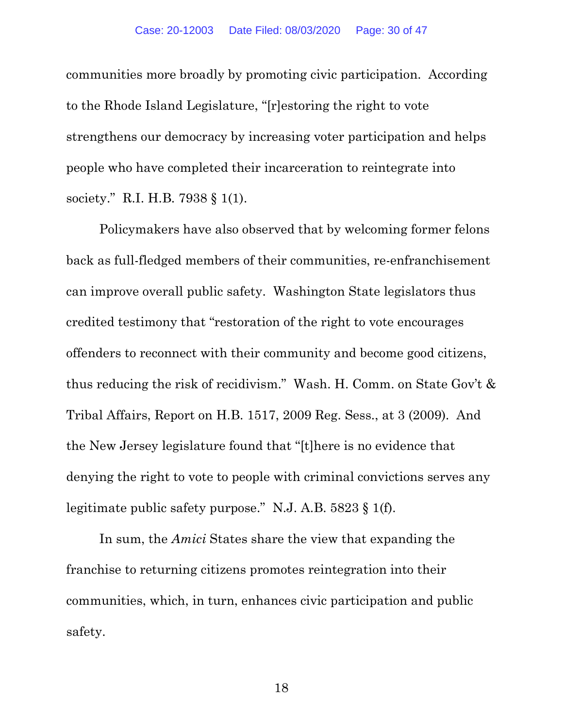communities more broadly by promoting civic participation. According to the Rhode Island Legislature, "[r]estoring the right to vote strengthens our democracy by increasing voter participation and helps people who have completed their incarceration to reintegrate into society." R.I. H.B. 7938 § 1(1).

Policymakers have also observed that by welcoming former felons back as full-fledged members of their communities, re-enfranchisement can improve overall public safety. Washington State legislators thus credited testimony that "restoration of the right to vote encourages offenders to reconnect with their community and become good citizens, thus reducing the risk of recidivism." Wash. H. Comm. on State Gov't & Tribal Affairs, Report on H.B. 1517, 2009 Reg. Sess., at 3 (2009). And the New Jersey legislature found that "[t]here is no evidence that denying the right to vote to people with criminal convictions serves any legitimate public safety purpose." N.J. A.B. 5823 § 1(f).

In sum, the *Amici* States share the view that expanding the franchise to returning citizens promotes reintegration into their communities, which, in turn, enhances civic participation and public safety.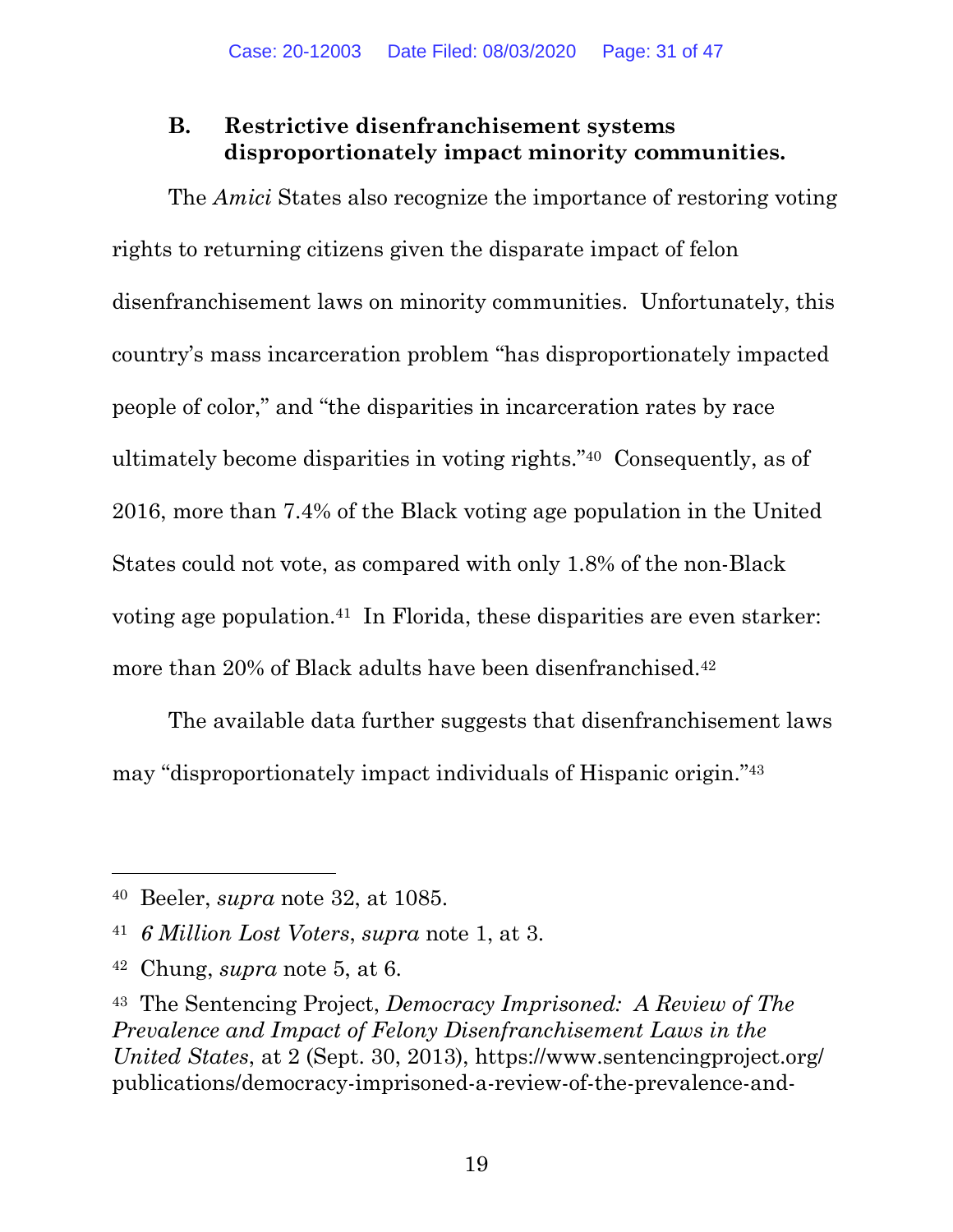### B. Restrictive disenfranchisement systems disproportionately impact minority communities.

The *Amici* States also recognize the importance of restoring voting rights to returning citizens given the disparate impact of felon disenfranchisement laws on minority communities. Unfortunately, this country's mass incarceration problem "has disproportionately impacted people of color," and "the disparities in incarceration rates by race ultimately become disparities in voting rights."[40] Consequently, as of 2016, more than 7.4% of the Black voting age population in the United States could not vote, as compared with only 1.8% of the non-Black voting age population.[41] In Florida, these disparities are even starker: more than 20% of Black adults have been disenfranchised.[42]

The available data further suggests that disenfranchisement laws may "disproportionately impact individuals of Hispanic origin."[43]

---

[40] Beeler, *supra* note 32, at 1085.

[41] *6 Million Lost Voters*, *supra* note 1, at 3.

[42] Chung, *supra* note 5, at 6.

[43] The Sentencing Project, *Democracy Imprisoned: A Review of The Prevalence and Impact of Felony Disenfranchisement Laws in the United States*, at 2 (Sept. 30, 2013), https://www.sentencingproject.org/publications/democracy-imprisoned-a-review-of-the-prevalence-and-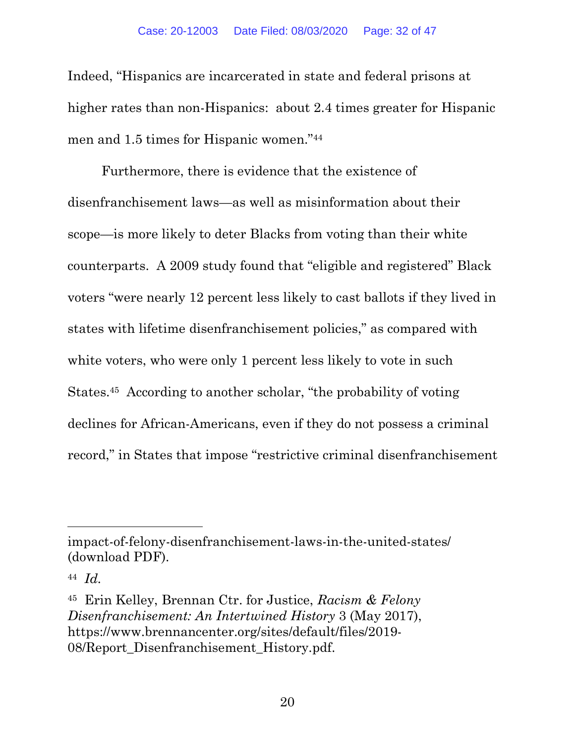Indeed, "Hispanics are incarcerated in state and federal prisons at higher rates than non-Hispanics: about 2.4 times greater for Hispanic men and 1.5 times for Hispanic women."[44]

Furthermore, there is evidence that the existence of disenfranchisement laws—as well as misinformation about their scope—is more likely to deter Blacks from voting than their white counterparts. A 2009 study found that "eligible and registered" Black voters "were nearly 12 percent less likely to cast ballots if they lived in states with lifetime disenfranchisement policies," as compared with white voters, who were only 1 percent less likely to vote in such States.[45] According to another scholar, "the probability of voting declines for African-Americans, even if they do not possess a criminal record," in States that impose "restrictive criminal disenfranchisement

---

impact-of-felony-disenfranchisement-laws-in-the-united-states/ (download PDF).

[44] *Id.*

[45] Erin Kelley, Brennan Ctr. for Justice, *Racism & Felony Disenfranchisement: An Intertwined History* 3 (May 2017), https://www.brennancenter.org/sites/default/files/2019-08/Report_Disenfranchisement_History.pdf.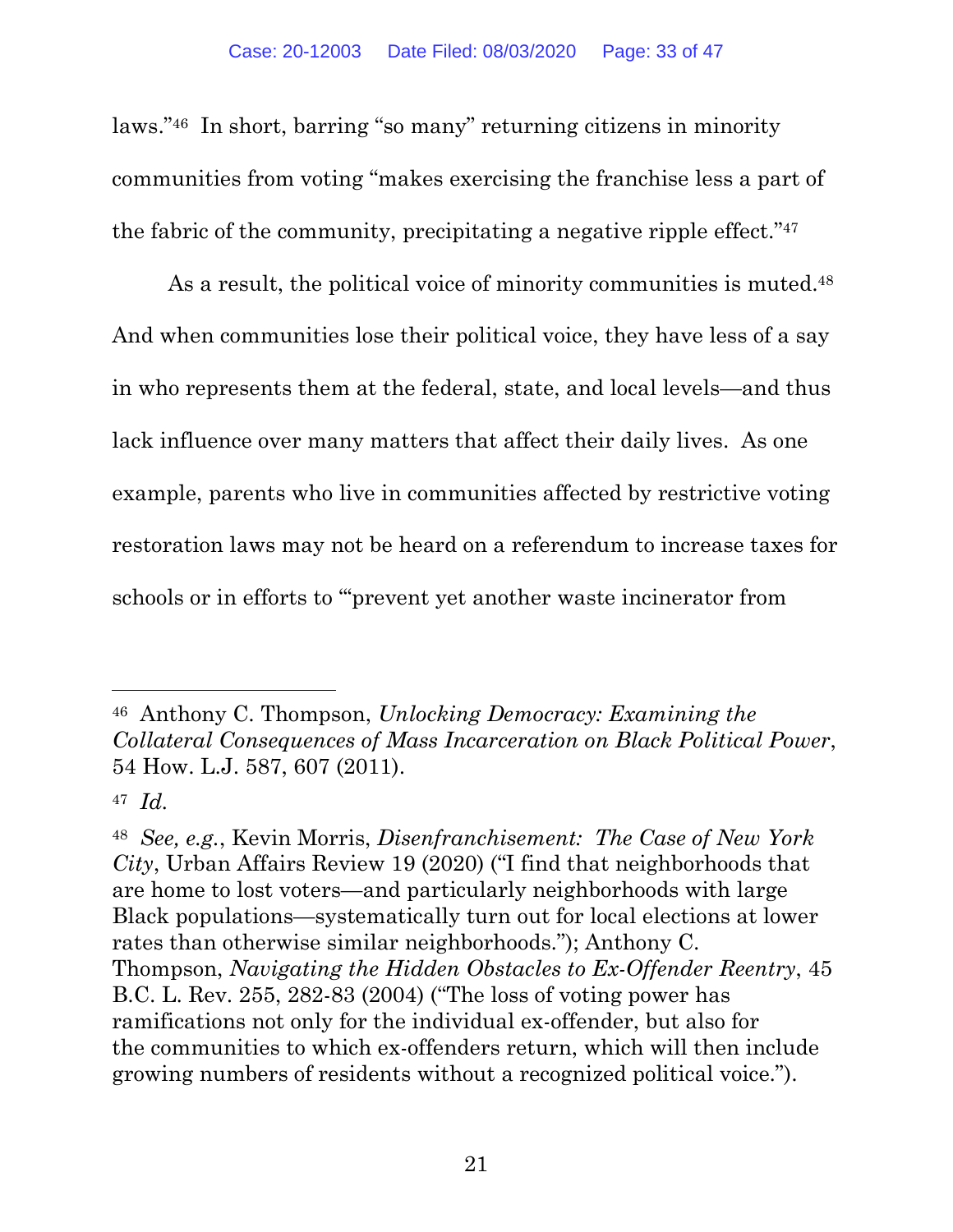laws."[46] In short, barring "so many" returning citizens in minority communities from voting "makes exercising the franchise less a part of the fabric of the community, precipitating a negative ripple effect."[47]

As a result, the political voice of minority communities is muted.[48] And when communities lose their political voice, they have less of a say in who represents them at the federal, state, and local levels—and thus lack influence over many matters that affect their daily lives. As one example, parents who live in communities affected by restrictive voting restoration laws may not be heard on a referendum to increase taxes for schools or in efforts to "'prevent yet another waste incinerator from

---

[46] Anthony C. Thompson, *Unlocking Democracy: Examining the Collateral Consequences of Mass Incarceration on Black Political Power*, 54 How. L.J. 587, 607 (2011).

[47] *Id.*

[48] *See, e.g.*, Kevin Morris, *Disenfranchisement: The Case of New York City*, Urban Affairs Review 19 (2020) ("I find that neighborhoods that are home to lost voters—and particularly neighborhoods with large Black populations—systematically turn out for local elections at lower rates than otherwise similar neighborhoods."); Anthony C. Thompson, *Navigating the Hidden Obstacles to Ex-Offender Reentry*, 45 B.C. L. Rev. 255, 282-83 (2004) ("The loss of voting power has ramifications not only for the individual ex-offender, but also for the communities to which ex-offenders return, which will then include growing numbers of residents without a recognized political voice.").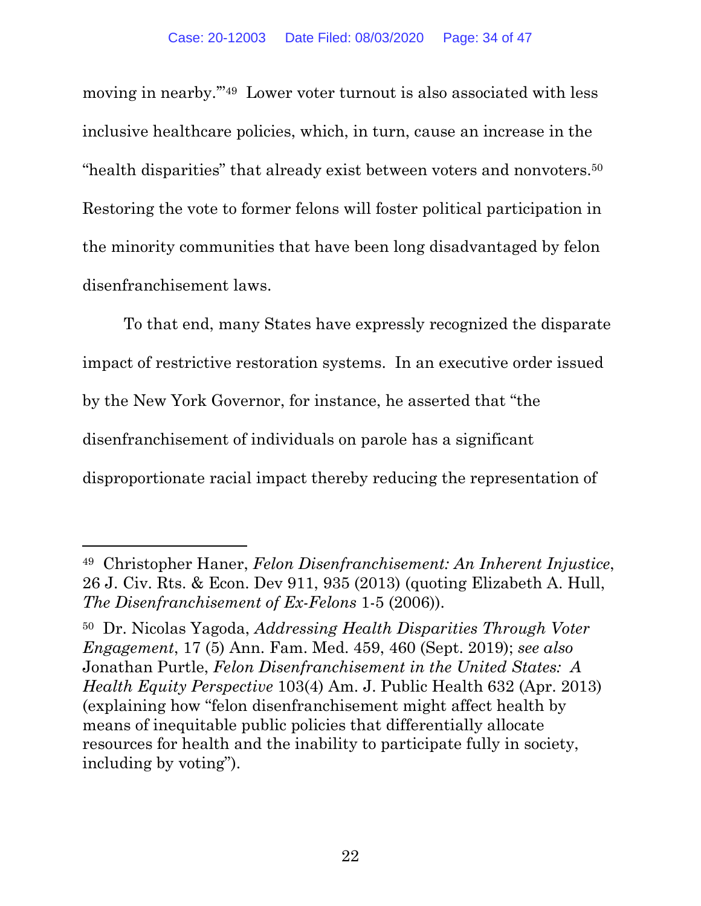moving in nearby.'"[49] Lower voter turnout is also associated with less inclusive healthcare policies, which, in turn, cause an increase in the "health disparities" that already exist between voters and nonvoters.[50] Restoring the vote to former felons will foster political participation in the minority communities that have been long disadvantaged by felon disenfranchisement laws.

To that end, many States have expressly recognized the disparate impact of restrictive restoration systems. In an executive order issued by the New York Governor, for instance, he asserted that "the disenfranchisement of individuals on parole has a significant disproportionate racial impact thereby reducing the representation of

---

[49] Christopher Haner, *Felon Disenfranchisement: An Inherent Injustice*, 26 J. Civ. Rts. & Econ. Dev 911, 935 (2013) (quoting Elizabeth A. Hull, *The Disenfranchisement of Ex-Felons* 1-5 (2006)).

[50] Dr. Nicolas Yagoda, *Addressing Health Disparities Through Voter Engagement*, 17 (5) Ann. Fam. Med. 459, 460 (Sept. 2019); *see also* Jonathan Purtle, *Felon Disenfranchisement in the United States: A Health Equity Perspective* 103(4) Am. J. Public Health 632 (Apr. 2013) (explaining how "felon disenfranchisement might affect health by means of inequitable public policies that differentially allocate resources for health and the inability to participate fully in society, including by voting").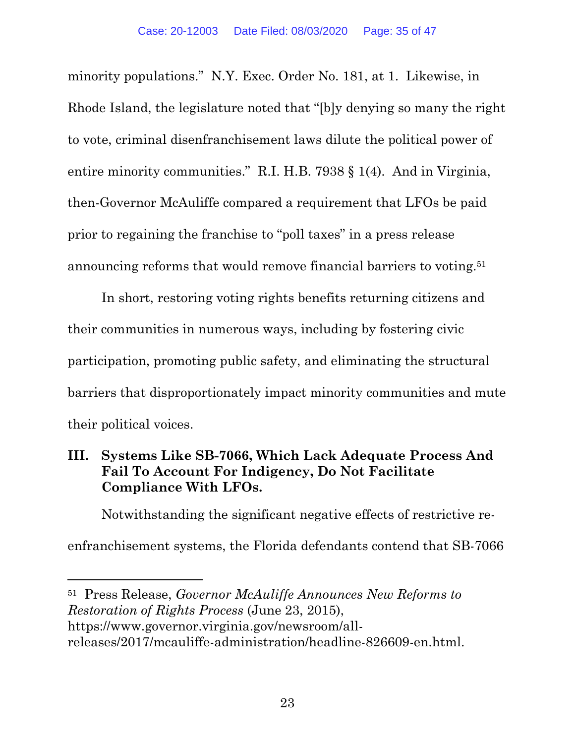minority populations." N.Y. Exec. Order No. 181, at 1. Likewise, in Rhode Island, the legislature noted that "[b]y denying so many the right to vote, criminal disenfranchisement laws dilute the political power of entire minority communities." R.I. H.B. 7938 § 1(4). And in Virginia, then-Governor McAuliffe compared a requirement that LFOs be paid prior to regaining the franchise to "poll taxes" in a press release announcing reforms that would remove financial barriers to voting.[51]

In short, restoring voting rights benefits returning citizens and their communities in numerous ways, including by fostering civic participation, promoting public safety, and eliminating the structural barriers that disproportionately impact minority communities and mute their political voices.

## III. Systems Like SB-7066, Which Lack Adequate Process And Fail To Account For Indigency, Do Not Facilitate Compliance With LFOs.

Notwithstanding the significant negative effects of restrictive re-enfranchisement systems, the Florida defendants contend that SB-7066

---

[51] Press Release, *Governor McAuliffe Announces New Reforms to Restoration of Rights Process* (June 23, 2015), https://www.governor.virginia.gov/newsroom/all-releases/2017/mcauliffe-administration/headline-826609-en.html.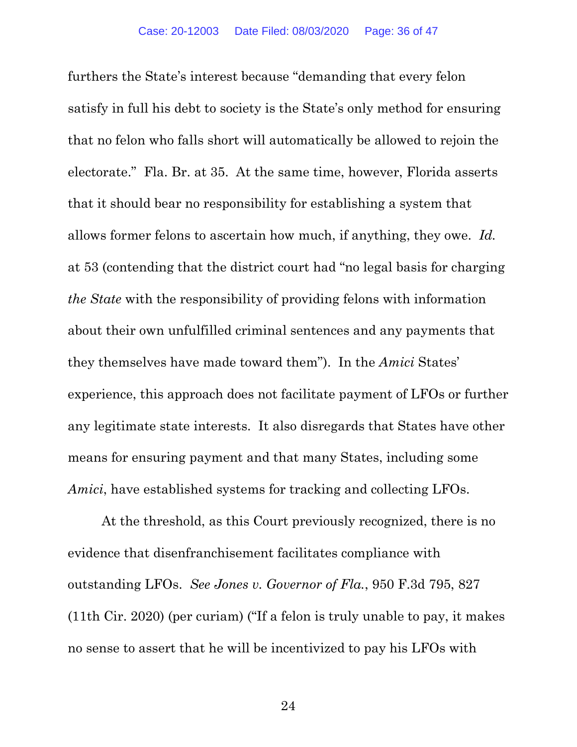furthers the State's interest because "demanding that every felon satisfy in full his debt to society is the State's only method for ensuring that no felon who falls short will automatically be allowed to rejoin the electorate." Fla. Br. at 35. At the same time, however, Florida asserts that it should bear no responsibility for establishing a system that allows former felons to ascertain how much, if anything, they owe. *Id.* at 53 (contending that the district court had "no legal basis for charging *the State* with the responsibility of providing felons with information about their own unfulfilled criminal sentences and any payments that they themselves have made toward them"). In the *Amici* States' experience, this approach does not facilitate payment of LFOs or further any legitimate state interests. It also disregards that States have other means for ensuring payment and that many States, including some *Amici*, have established systems for tracking and collecting LFOs.

At the threshold, as this Court previously recognized, there is no evidence that disenfranchisement facilitates compliance with outstanding LFOs. *See Jones v. Governor of Fla.*, 950 F.3d 795, 827 (11th Cir. 2020) (per curiam) ("If a felon is truly unable to pay, it makes no sense to assert that he will be incentivized to pay his LFOs with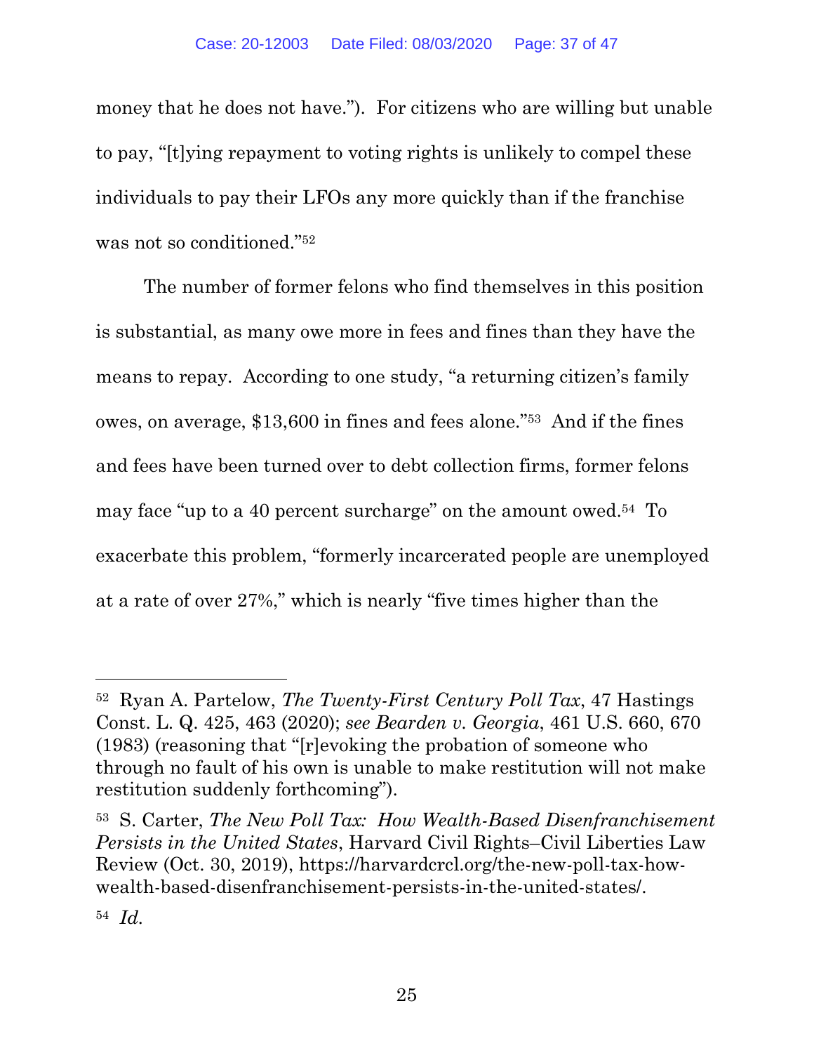money that he does not have."). For citizens who are willing but unable to pay, "[t]ying repayment to voting rights is unlikely to compel these individuals to pay their LFOs any more quickly than if the franchise was not so conditioned."[52]

The number of former felons who find themselves in this position is substantial, as many owe more in fees and fines than they have the means to repay. According to one study, "a returning citizen's family owes, on average, $13,600 in fines and fees alone."[53] And if the fines and fees have been turned over to debt collection firms, former felons may face "up to a 40 percent surcharge" on the amount owed.[54] To exacerbate this problem, "formerly incarcerated people are unemployed at a rate of over 27%," which is nearly "five times higher than the

---

[52] Ryan A. Partelow, *The Twenty-First Century Poll Tax*, 47 Hastings Const. L. Q. 425, 463 (2020); *see Bearden v. Georgia*, 461 U.S. 660, 670 (1983) (reasoning that "[r]evoking the probation of someone who through no fault of his own is unable to make restitution will not make restitution suddenly forthcoming").

[53] S. Carter, *The New Poll Tax: How Wealth-Based Disenfranchisement Persists in the United States*, Harvard Civil Rights–Civil Liberties Law Review (Oct. 30, 2019), https://harvardcrcl.org/the-new-poll-tax-how-wealth-based-disenfranchisement-persists-in-the-united-states/.

[54] *Id.*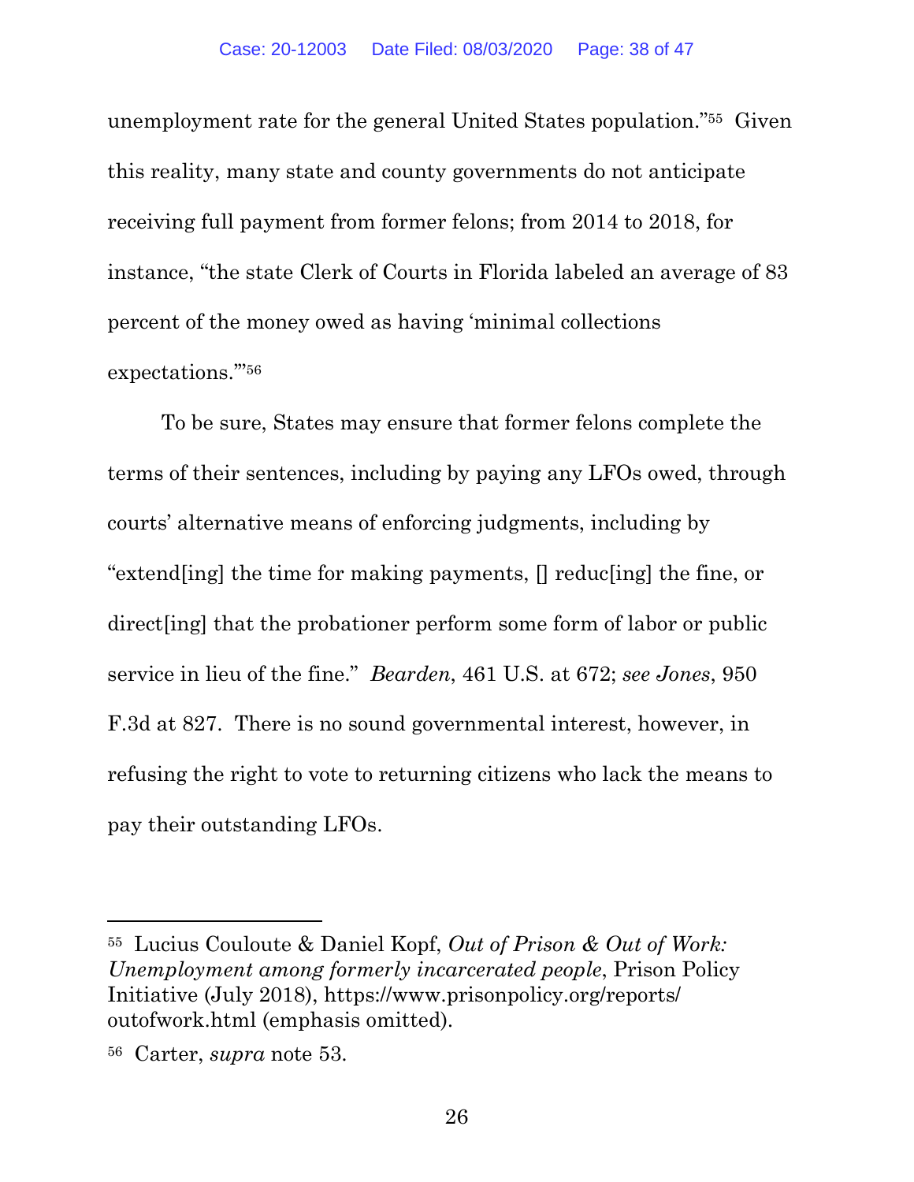unemployment rate for the general United States population."[55] Given this reality, many state and county governments do not anticipate receiving full payment from former felons; from 2014 to 2018, for instance, "the state Clerk of Courts in Florida labeled an average of 83 percent of the money owed as having 'minimal collections expectations.'"[56]

To be sure, States may ensure that former felons complete the terms of their sentences, including by paying any LFOs owed, through courts' alternative means of enforcing judgments, including by "extend[ing] the time for making payments, [] reduc[ing] the fine, or direct[ing] that the probationer perform some form of labor or public service in lieu of the fine." *Bearden*, 461 U.S. at 672; *see Jones*, 950 F.3d at 827. There is no sound governmental interest, however, in refusing the right to vote to returning citizens who lack the means to pay their outstanding LFOs.

---

[55] Lucius Couloute & Daniel Kopf, *Out of Prison & Out of Work: Unemployment among formerly incarcerated people*, Prison Policy Initiative (July 2018), https://www.prisonpolicy.org/reports/outofwork.html (emphasis omitted).

[56] Carter, *supra* note 53.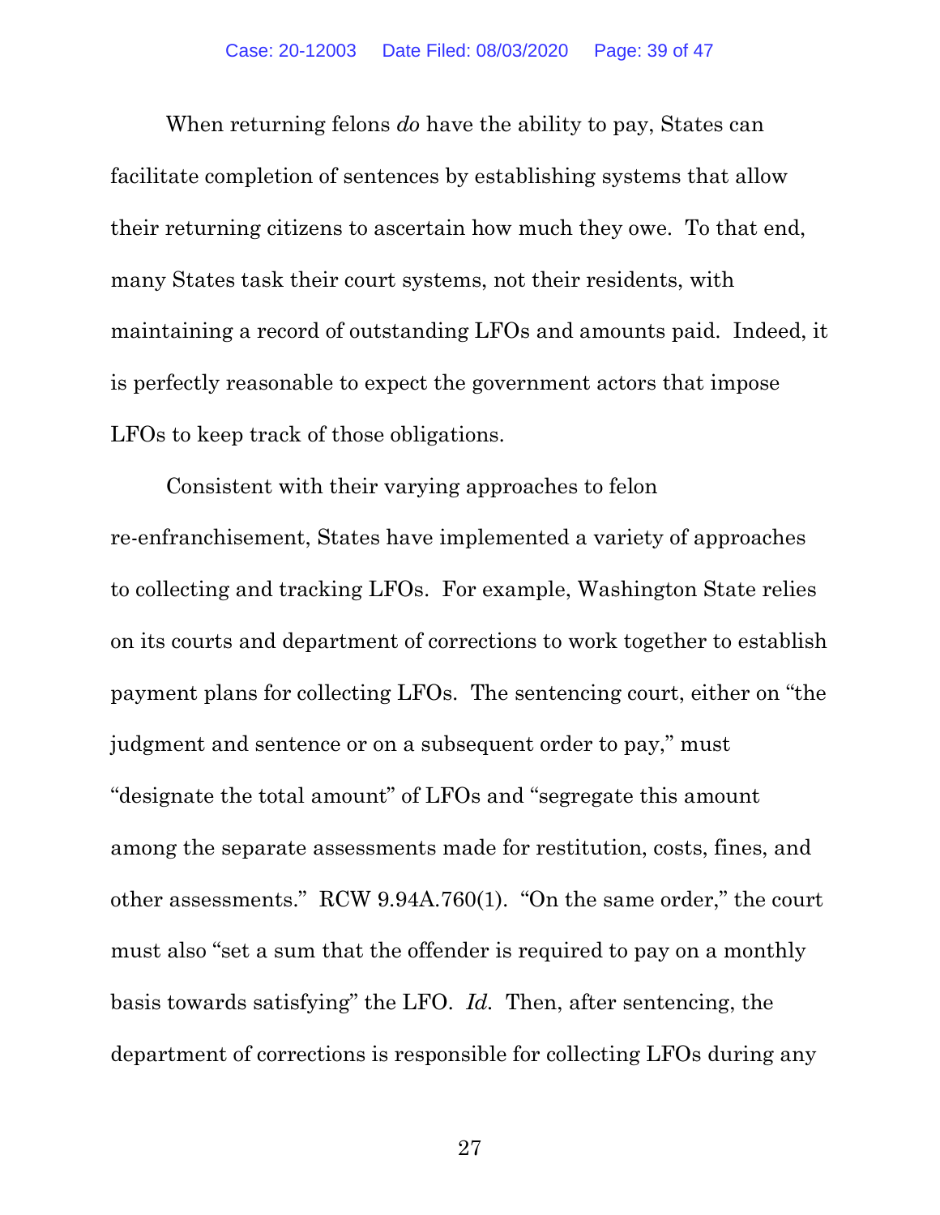When returning felons *do* have the ability to pay, States can facilitate completion of sentences by establishing systems that allow their returning citizens to ascertain how much they owe. To that end, many States task their court systems, not their residents, with maintaining a record of outstanding LFOs and amounts paid. Indeed, it is perfectly reasonable to expect the government actors that impose LFOs to keep track of those obligations.

Consistent with their varying approaches to felon re-enfranchisement, States have implemented a variety of approaches to collecting and tracking LFOs. For example, Washington State relies on its courts and department of corrections to work together to establish payment plans for collecting LFOs. The sentencing court, either on "the judgment and sentence or on a subsequent order to pay," must "designate the total amount" of LFOs and "segregate this amount among the separate assessments made for restitution, costs, fines, and other assessments." RCW 9.94A.760(1). "On the same order," the court must also "set a sum that the offender is required to pay on a monthly basis towards satisfying" the LFO. *Id.* Then, after sentencing, the department of corrections is responsible for collecting LFOs during any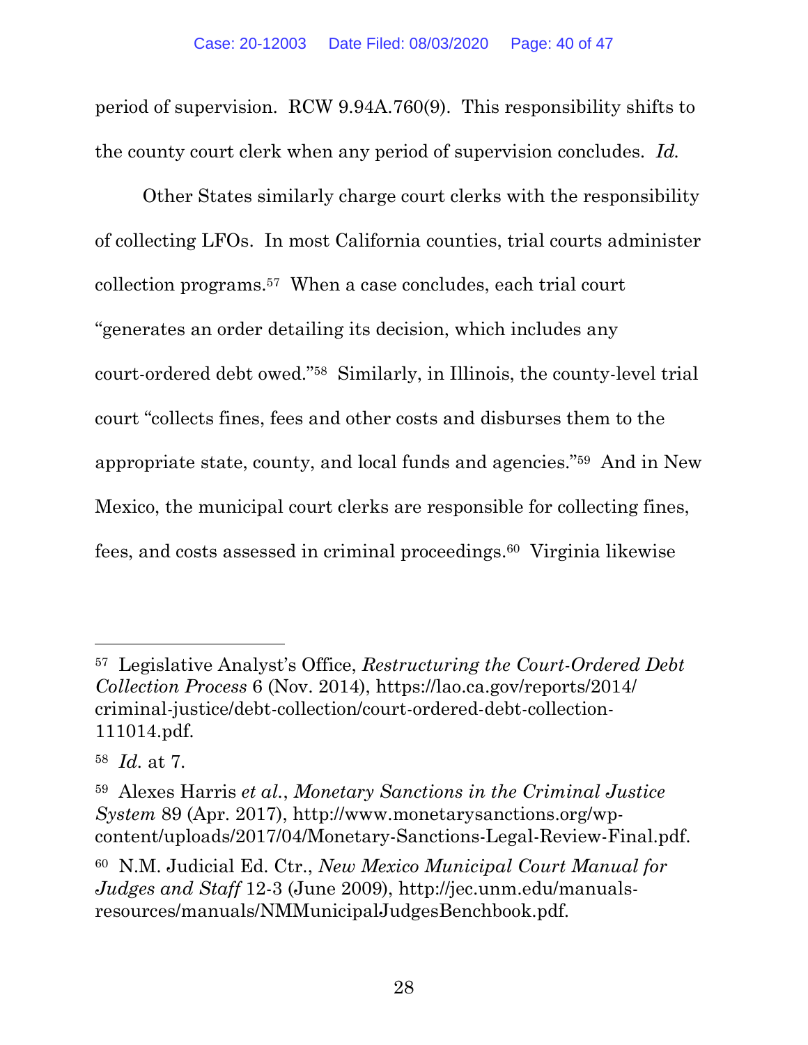period of supervision. RCW 9.94A.760(9). This responsibility shifts to the county court clerk when any period of supervision concludes. *Id.*

Other States similarly charge court clerks with the responsibility of collecting LFOs. In most California counties, trial courts administer collection programs.[57] When a case concludes, each trial court "generates an order detailing its decision, which includes any court-ordered debt owed."[58] Similarly, in Illinois, the county-level trial court "collects fines, fees and other costs and disburses them to the appropriate state, county, and local funds and agencies."[59] And in New Mexico, the municipal court clerks are responsible for collecting fines, fees, and costs assessed in criminal proceedings.[60] Virginia likewise

---

[57] Legislative Analyst's Office, *Restructuring the Court-Ordered Debt Collection Process* 6 (Nov. 2014), https://lao.ca.gov/reports/2014/criminal-justice/debt-collection/court-ordered-debt-collection-111014.pdf.

[58] *Id.* at 7.

[59] Alexes Harris *et al.*, *Monetary Sanctions in the Criminal Justice System* 89 (Apr. 2017), http://www.monetarysanctions.org/wp-content/uploads/2017/04/Monetary-Sanctions-Legal-Review-Final.pdf.

[60] N.M. Judicial Ed. Ctr., *New Mexico Municipal Court Manual for Judges and Staff* 12-3 (June 2009), http://jec.unm.edu/manuals-resources/manuals/NMMunicipalJudgesBenchbook.pdf.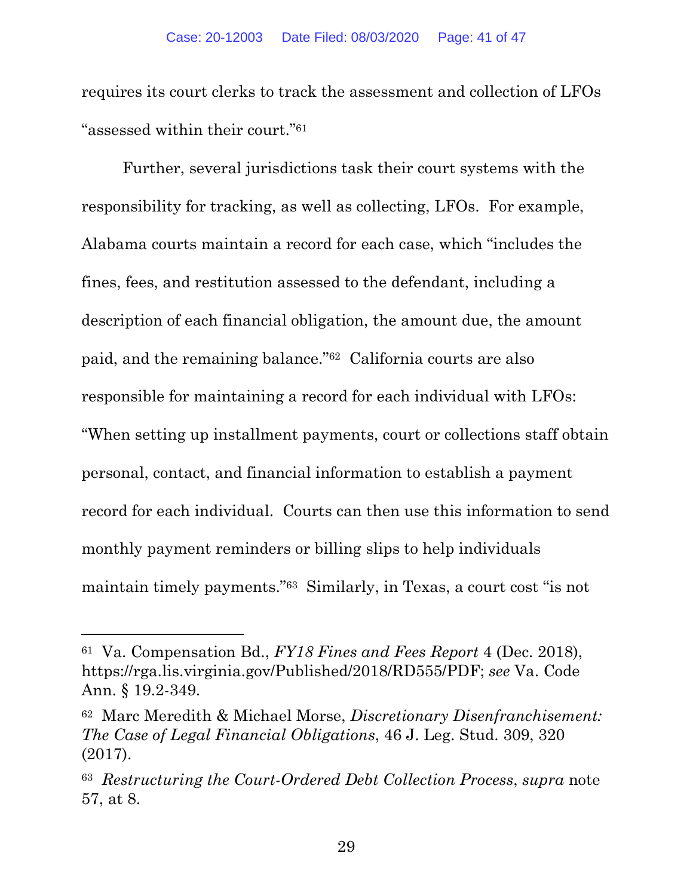requires its court clerks to track the assessment and collection of LFOs "assessed within their court."[61]

Further, several jurisdictions task their court systems with the responsibility for tracking, as well as collecting, LFOs. For example, Alabama courts maintain a record for each case, which "includes the fines, fees, and restitution assessed to the defendant, including a description of each financial obligation, the amount due, the amount paid, and the remaining balance."[62] California courts are also responsible for maintaining a record for each individual with LFOs: "When setting up installment payments, court or collections staff obtain personal, contact, and financial information to establish a payment record for each individual. Courts can then use this information to send monthly payment reminders or billing slips to help individuals maintain timely payments."[63] Similarly, in Texas, a court cost "is not

---

[61] Va. Compensation Bd., *FY18 Fines and Fees Report* 4 (Dec. 2018), https://rga.lis.virginia.gov/Published/2018/RD555/PDF; *see* Va. Code Ann. § 19.2-349.

[62] Marc Meredith & Michael Morse, *Discretionary Disenfranchisement: The Case of Legal Financial Obligations*, 46 J. Leg. Stud. 309, 320 (2017).

[63] *Restructuring the Court-Ordered Debt Collection Process*, *supra* note 57, at 8.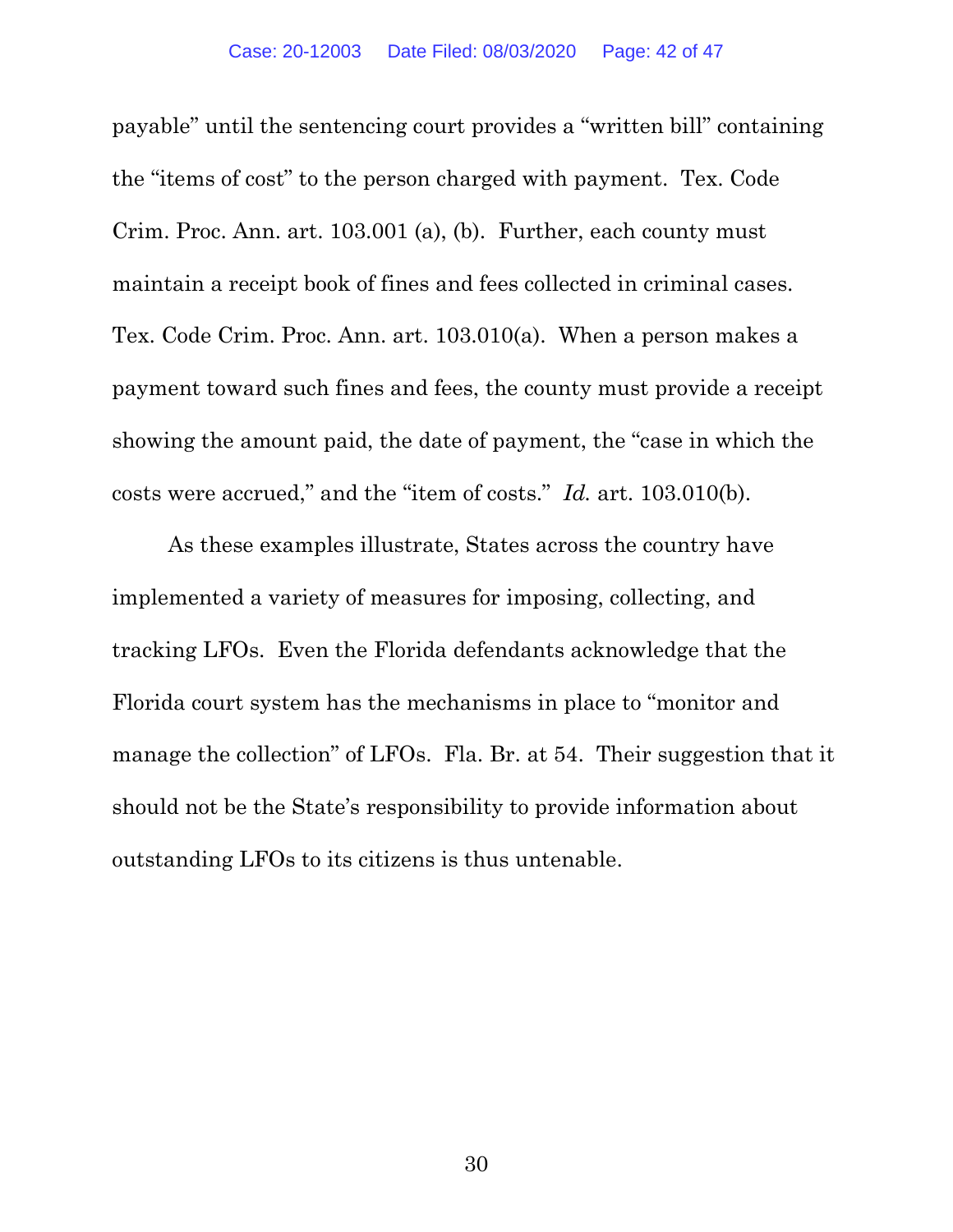payable" until the sentencing court provides a "written bill" containing the "items of cost" to the person charged with payment. Tex. Code Crim. Proc. Ann. art. 103.001 (a), (b). Further, each county must maintain a receipt book of fines and fees collected in criminal cases. Tex. Code Crim. Proc. Ann. art. 103.010(a). When a person makes a payment toward such fines and fees, the county must provide a receipt showing the amount paid, the date of payment, the "case in which the costs were accrued," and the "item of costs." *Id.* art. 103.010(b).

As these examples illustrate, States across the country have implemented a variety of measures for imposing, collecting, and tracking LFOs. Even the Florida defendants acknowledge that the Florida court system has the mechanisms in place to "monitor and manage the collection" of LFOs. Fla. Br. at 54. Their suggestion that it should not be the State's responsibility to provide information about outstanding LFOs to its citizens is thus untenable.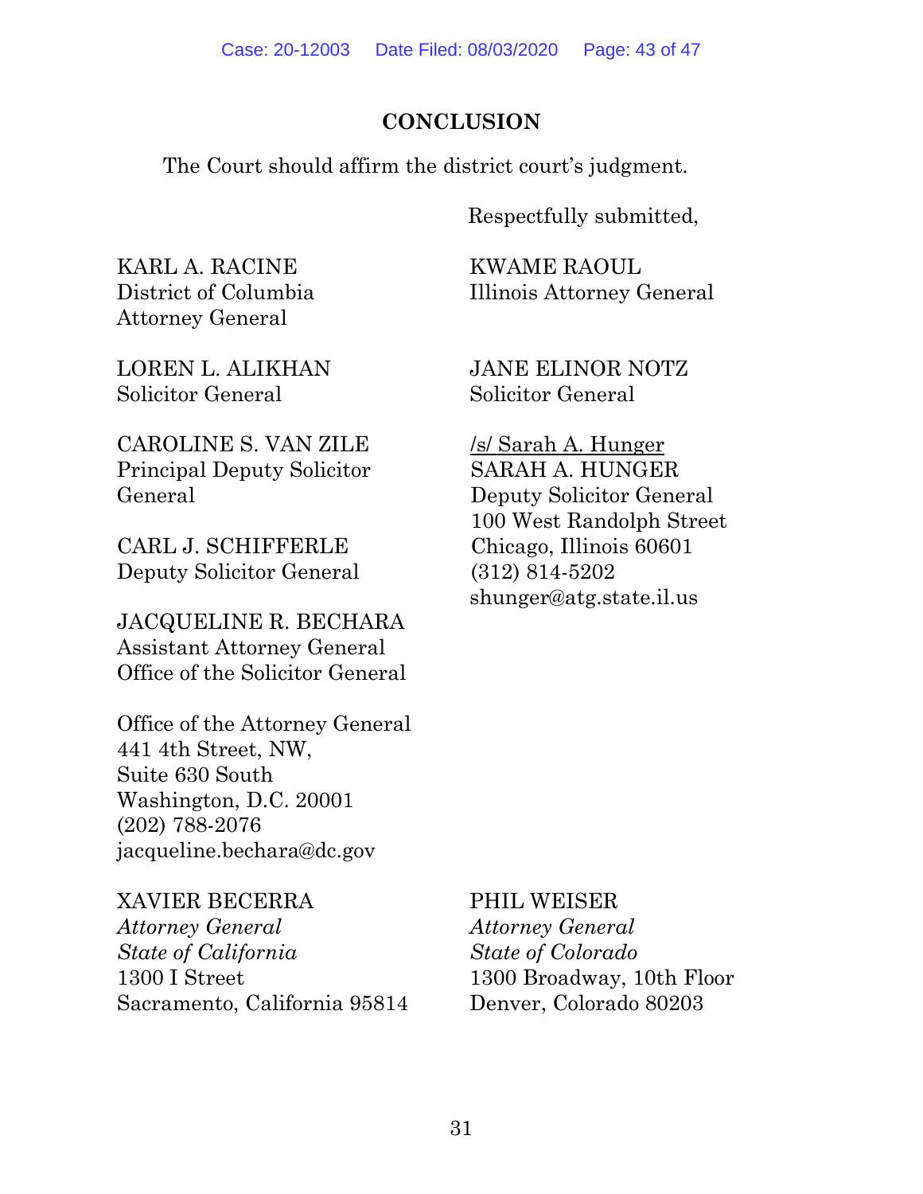## CONCLUSION

The Court should affirm the district court's judgment.

Respectfully submitted,

KARL A. RACINE
District of Columbia
Attorney General

LOREN L. ALIKHAN
Solicitor General

CAROLINE S. VAN ZILE
Principal Deputy Solicitor
General

CARL J. SCHIFFERLE
Deputy Solicitor General

JACQUELINE R. BECHARA
Assistant Attorney General
Office of the Solicitor General

Office of the Attorney General
441 4th Street, NW,
Suite 630 South
Washington, D.C. 20001
(202) 788-2076
jacqueline.bechara@dc.gov

KWAME RAOUL
Illinois Attorney General

JANE ELINOR NOTZ
Solicitor General

/s/ Sarah A. Hunger
SARAH A. HUNGER
Deputy Solicitor General
100 West Randolph Street
Chicago, Illinois 60601
(312) 814-5202
shunger@atg.state.il.us

XAVIER BECERRA
*Attorney General*
*State of California*
1300 I Street
Sacramento, California 95814

PHIL WEISER
*Attorney General*
*State of Colorado*
1300 Broadway, 10th Floor
Denver, Colorado 80203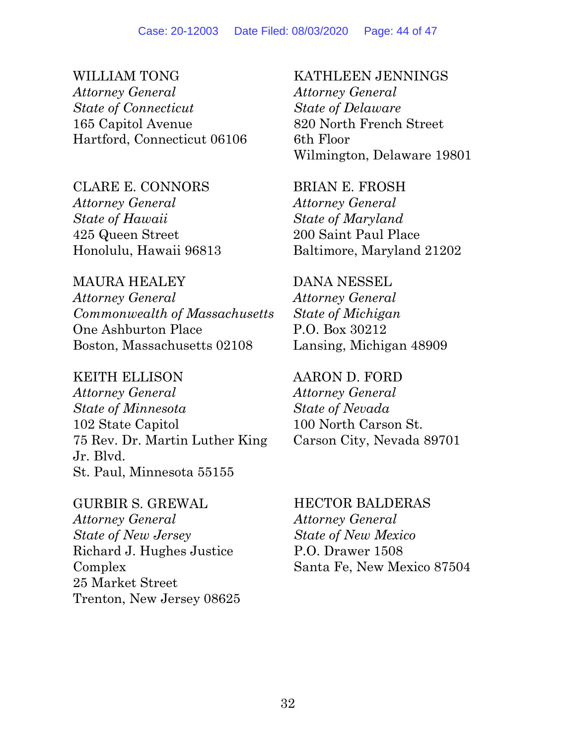WILLIAM TONG
*Attorney General*
*State of Connecticut*
165 Capitol Avenue
Hartford, Connecticut 06106

KATHLEEN JENNINGS
*Attorney General*
*State of Delaware*
820 North French Street
6th Floor
Wilmington, Delaware 19801

CLARE E. CONNORS
*Attorney General*
*State of Hawaii*
425 Queen Street
Honolulu, Hawaii 96813

BRIAN E. FROSH
*Attorney General*
*State of Maryland*
200 Saint Paul Place
Baltimore, Maryland 21202

MAURA HEALEY
*Attorney General*
*Commonwealth of Massachusetts*
One Ashburton Place
Boston, Massachusetts 02108

DANA NESSEL
*Attorney General*
*State of Michigan*
P.O. Box 30212
Lansing, Michigan 48909

KEITH ELLISON
*Attorney General*
*State of Minnesota*
102 State Capitol
75 Rev. Dr. Martin Luther King Jr. Blvd.
St. Paul, Minnesota 55155

AARON D. FORD
*Attorney General*
*State of Nevada*
100 North Carson St.
Carson City, Nevada 89701

GURBIR S. GREWAL
*Attorney General*
*State of New Jersey*
Richard J. Hughes Justice Complex
25 Market Street
Trenton, New Jersey 08625

HECTOR BALDERAS
*Attorney General*
*State of New Mexico*
P.O. Drawer 1508
Santa Fe, New Mexico 87504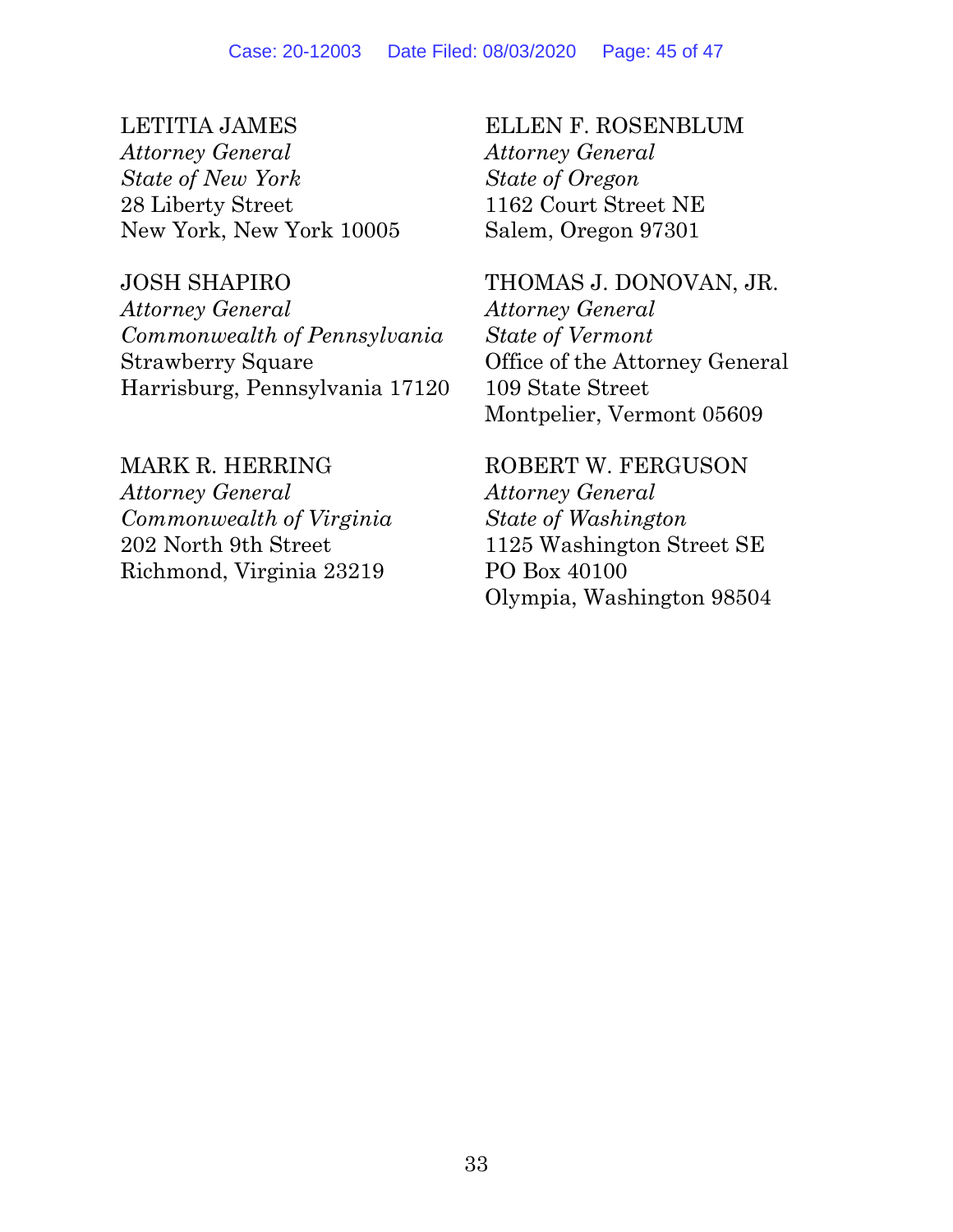LETITIA JAMES
*Attorney General*
*State of New York*
28 Liberty Street
New York, New York 10005

JOSH SHAPIRO
*Attorney General*
*Commonwealth of Pennsylvania*
Strawberry Square
Harrisburg, Pennsylvania 17120

MARK R. HERRING
*Attorney General*
*Commonwealth of Virginia*
202 North 9th Street
Richmond, Virginia 23219

ELLEN F. ROSENBLUM
*Attorney General*
*State of Oregon*
1162 Court Street NE
Salem, Oregon 97301

THOMAS J. DONOVAN, JR.
*Attorney General*
*State of Vermont*
Office of the Attorney General
109 State Street
Montpelier, Vermont 05609

ROBERT W. FERGUSON
*Attorney General*
*State of Washington*
1125 Washington Street SE
PO Box 40100
Olympia, Washington 98504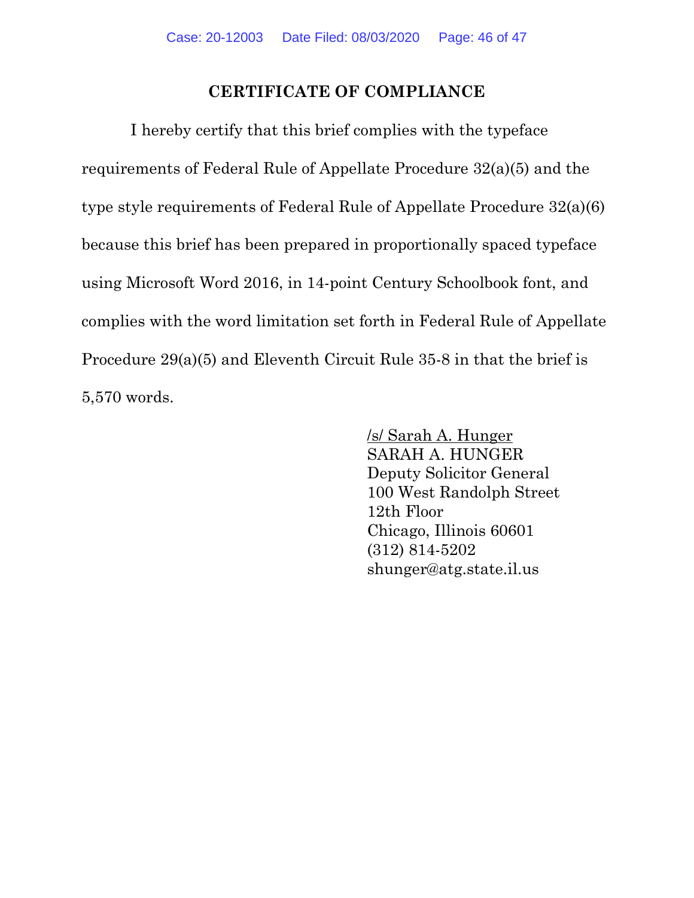## CERTIFICATE OF COMPLIANCE

I hereby certify that this brief complies with the typeface requirements of Federal Rule of Appellate Procedure 32(a)(5) and the type style requirements of Federal Rule of Appellate Procedure 32(a)(6) because this brief has been prepared in proportionally spaced typeface using Microsoft Word 2016, in 14-point Century Schoolbook font, and complies with the word limitation set forth in Federal Rule of Appellate Procedure 29(a)(5) and Eleventh Circuit Rule 35-8 in that the brief is 5,570 words.

/s/ Sarah A. Hunger
SARAH A. HUNGER
Deputy Solicitor General
100 West Randolph Street
12th Floor
Chicago, Illinois 60601
(312) 814-5202
shunger@atg.state.il.us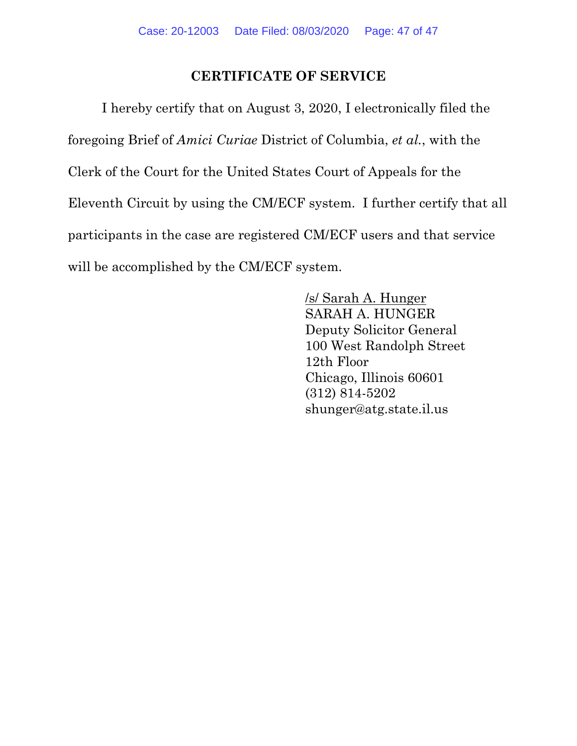## CERTIFICATE OF SERVICE

I hereby certify that on August 3, 2020, I electronically filed the foregoing Brief of *Amici Curiae* District of Columbia, *et al.*, with the Clerk of the Court for the United States Court of Appeals for the Eleventh Circuit by using the CM/ECF system. I further certify that all participants in the case are registered CM/ECF users and that service will be accomplished by the CM/ECF system.

/s/ Sarah A. Hunger
SARAH A. HUNGER
Deputy Solicitor General
100 West Randolph Street
12th Floor
Chicago, Illinois 60601
(312) 814-5202
shunger@atg.state.il.us